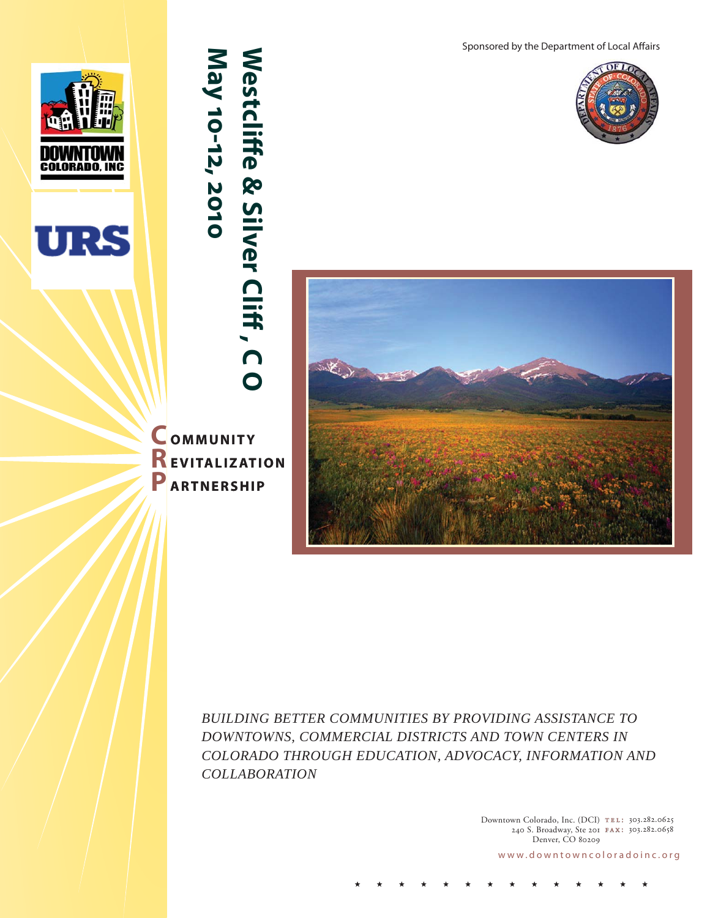Sponsored by the Department of Local Affairs

DOWNTOWN COLORADO, INC

URS

# Westcliffe & Silver Cliff, CO

## May 10-12, 2010

**COMMUNITY REVITALIZATION PARTNERSHIP**

*BUILDING BETTER COMMUNITIES BY PROVIDING ASSISTANCE TO DOWNTOWNS, COMMERCIAL DISTRICTS AND TOWN CENTERS IN COLORADO THROUGH EDUCATION, ADVOCACY, INFORMATION AND COLLABORATION*

Downtown Colorado, Inc. (DCI) TEL: 303.282.0625
240 S. Broadway, Ste 201 FAX: 303.282.0658
Denver, CO 80209

www.downtowncoloradoinc.org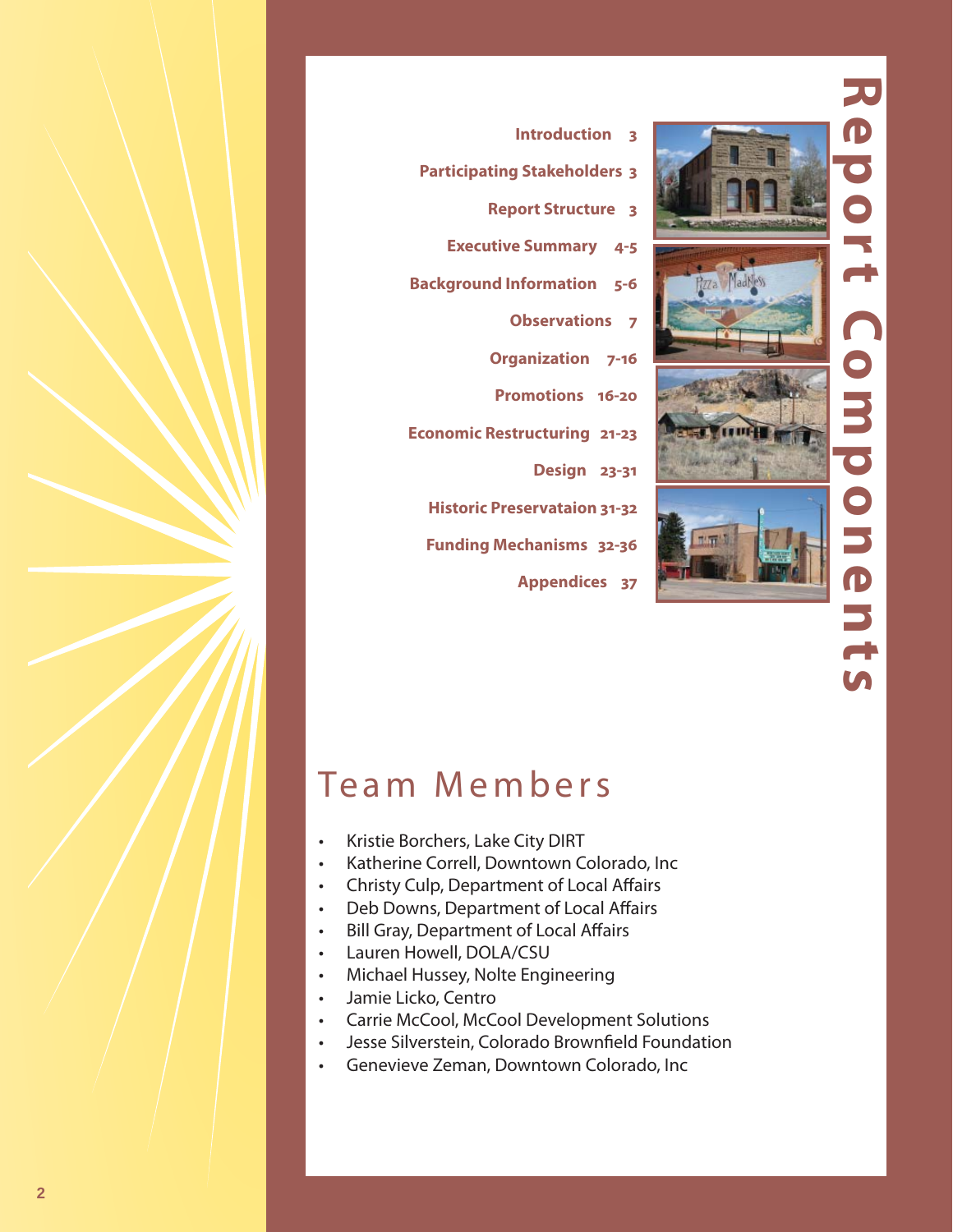# Report Components

| Section | Pages |
|---|---|
| Introduction | 3 |
| Participating Stakeholders | 3 |
| Report Structure | 3 |
| Executive Summary | 4-5 |
| Background Information | 5-6 |
| Observations | 7 |
| Organization | 7-16 |
| Promotions | 16-20 |
| Economic Restructuring | 21-23 |
| Design | 23-31 |
| Historic Preservataion | 31-32 |
| Funding Mechanisms | 32-36 |
| Appendices | 37 |

# Team Members

- Kristie Borchers, Lake City DIRT
- Katherine Correll, Downtown Colorado, Inc
- Christy Culp, Department of Local Affairs
- Deb Downs, Department of Local Affairs
- Bill Gray, Department of Local Affairs
- Lauren Howell, DOLA/CSU
- Michael Hussey, Nolte Engineering
- Jamie Licko, Centro
- Carrie McCool, McCool Development Solutions
- Jesse Silverstein, Colorado Brownfield Foundation
- Genevieve Zeman, Downtown Colorado, Inc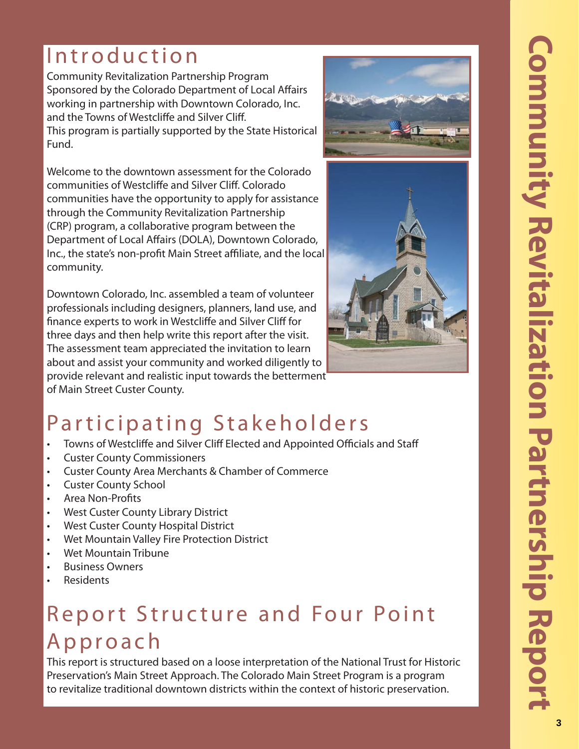# Introduction

Community Revitalization Partnership Program
Sponsored by the Colorado Department of Local Affairs working in partnership with Downtown Colorado, Inc. and the Towns of Westcliffe and Silver Cliff.
This program is partially supported by the State Historical Fund.

Welcome to the downtown assessment for the Colorado communities of Westcliffe and Silver Cliff. Colorado communities have the opportunity to apply for assistance through the Community Revitalization Partnership (CRP) program, a collaborative program between the Department of Local Affairs (DOLA), Downtown Colorado, Inc., the state's non-profit Main Street affiliate, and the local community.

Downtown Colorado, Inc. assembled a team of volunteer professionals including designers, planners, land use, and finance experts to work in Westcliffe and Silver Cliff for three days and then help write this report after the visit. The assessment team appreciated the invitation to learn about and assist your community and worked diligently to provide relevant and realistic input towards the betterment of Main Street Custer County.

# Participating Stakeholders

- Towns of Westcliffe and Silver Cliff Elected and Appointed Officials and Staff
- Custer County Commissioners
- Custer County Area Merchants & Chamber of Commerce
- Custer County School
- Area Non-Profits
- West Custer County Library District
- West Custer County Hospital District
- Wet Mountain Valley Fire Protection District
- Wet Mountain Tribune
- Business Owners
- Residents

# Report Structure and Four Point Approach

This report is structured based on a loose interpretation of the National Trust for Historic Preservation's Main Street Approach. The Colorado Main Street Program is a program to revitalize traditional downtown districts within the context of historic preservation.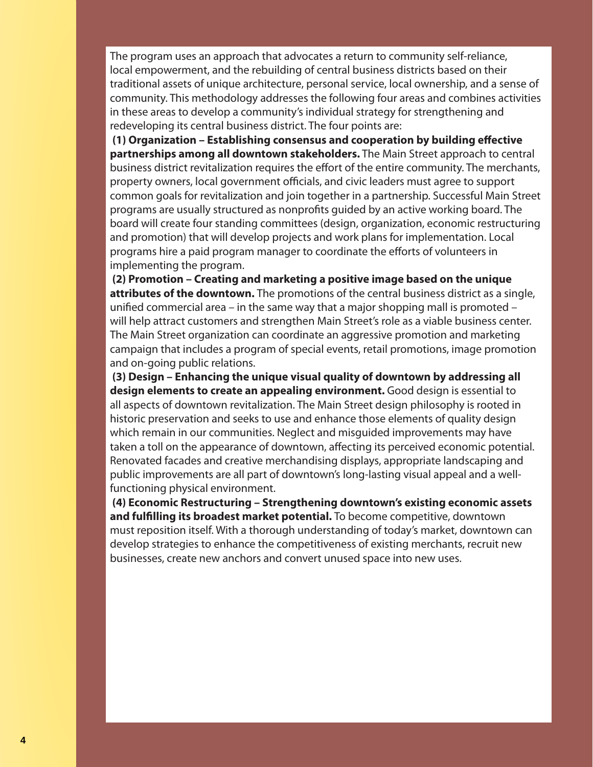The program uses an approach that advocates a return to community self-reliance, local empowerment, and the rebuilding of central business districts based on their traditional assets of unique architecture, personal service, local ownership, and a sense of community. This methodology addresses the following four areas and combines activities in these areas to develop a community's individual strategy for strengthening and redeveloping its central business district. The four points are:

**(1) Organization – Establishing consensus and cooperation by building effective partnerships among all downtown stakeholders.** The Main Street approach to central business district revitalization requires the effort of the entire community. The merchants, property owners, local government officials, and civic leaders must agree to support common goals for revitalization and join together in a partnership. Successful Main Street programs are usually structured as nonprofits guided by an active working board. The board will create four standing committees (design, organization, economic restructuring and promotion) that will develop projects and work plans for implementation. Local programs hire a paid program manager to coordinate the efforts of volunteers in implementing the program.

**(2) Promotion – Creating and marketing a positive image based on the unique attributes of the downtown.** The promotions of the central business district as a single, unified commercial area – in the same way that a major shopping mall is promoted – will help attract customers and strengthen Main Street's role as a viable business center. The Main Street organization can coordinate an aggressive promotion and marketing campaign that includes a program of special events, retail promotions, image promotion and on-going public relations.

**(3) Design – Enhancing the unique visual quality of downtown by addressing all design elements to create an appealing environment.** Good design is essential to all aspects of downtown revitalization. The Main Street design philosophy is rooted in historic preservation and seeks to use and enhance those elements of quality design which remain in our communities. Neglect and misguided improvements may have taken a toll on the appearance of downtown, affecting its perceived economic potential. Renovated facades and creative merchandising displays, appropriate landscaping and public improvements are all part of downtown's long-lasting visual appeal and a well-functioning physical environment.

**(4) Economic Restructuring – Strengthening downtown's existing economic assets and fulfilling its broadest market potential.** To become competitive, downtown must reposition itself. With a thorough understanding of today's market, downtown can develop strategies to enhance the competitiveness of existing merchants, recruit new businesses, create new anchors and convert unused space into new uses.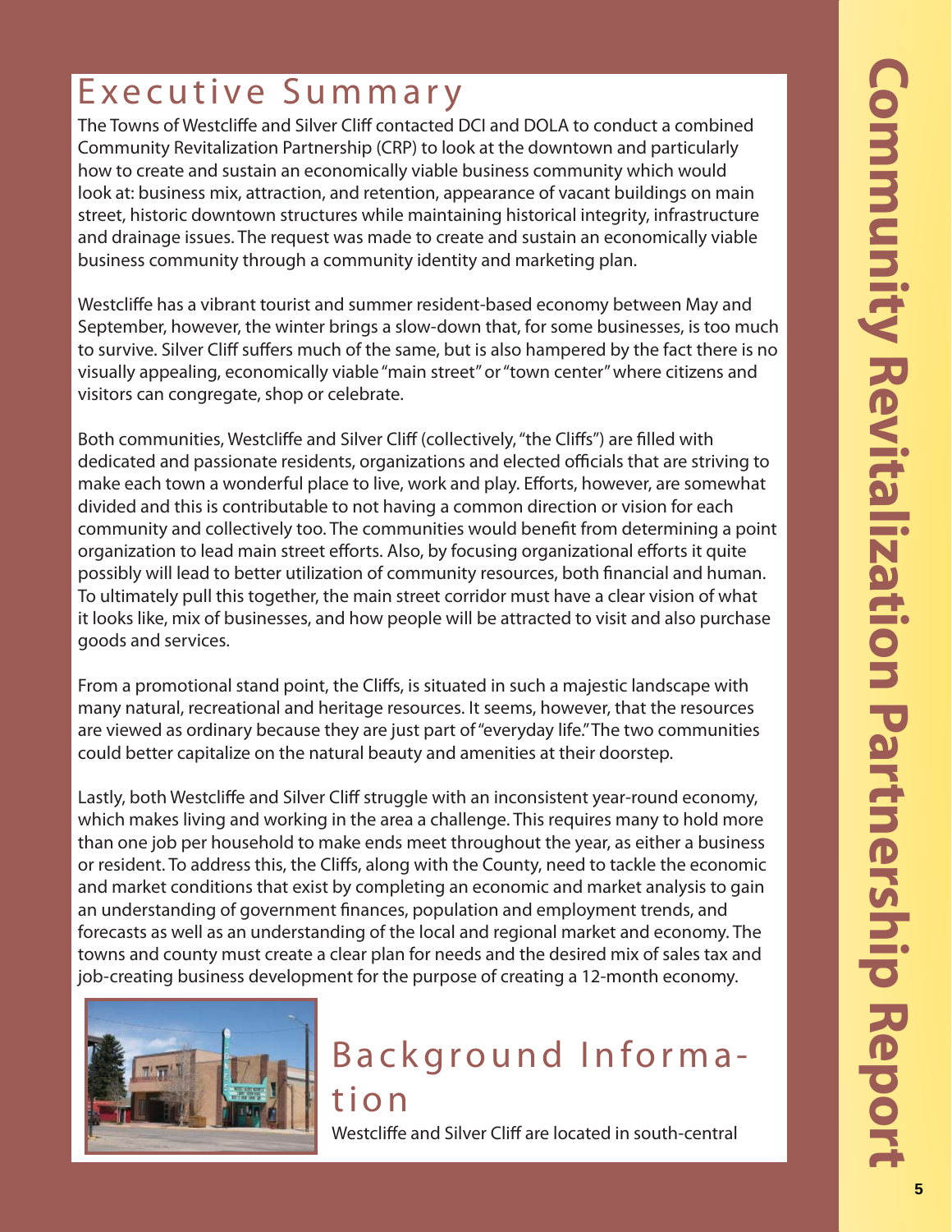# Executive Summary

The Towns of Westcliffe and Silver Cliff contacted DCI and DOLA to conduct a combined Community Revitalization Partnership (CRP) to look at the downtown and particularly how to create and sustain an economically viable business community which would look at: business mix, attraction, and retention, appearance of vacant buildings on main street, historic downtown structures while maintaining historical integrity, infrastructure and drainage issues. The request was made to create and sustain an economically viable business community through a community identity and marketing plan.

Westcliffe has a vibrant tourist and summer resident-based economy between May and September, however, the winter brings a slow-down that, for some businesses, is too much to survive. Silver Cliff suffers much of the same, but is also hampered by the fact there is no visually appealing, economically viable "main street" or "town center" where citizens and visitors can congregate, shop or celebrate.

Both communities, Westcliffe and Silver Cliff (collectively, "the Cliffs") are filled with dedicated and passionate residents, organizations and elected officials that are striving to make each town a wonderful place to live, work and play. Efforts, however, are somewhat divided and this is contributable to not having a common direction or vision for each community and collectively too. The communities would benefit from determining a point organization to lead main street efforts. Also, by focusing organizational efforts it quite possibly will lead to better utilization of community resources, both financial and human. To ultimately pull this together, the main street corridor must have a clear vision of what it looks like, mix of businesses, and how people will be attracted to visit and also purchase goods and services.

From a promotional stand point, the Cliffs, is situated in such a majestic landscape with many natural, recreational and heritage resources. It seems, however, that the resources are viewed as ordinary because they are just part of "everyday life." The two communities could better capitalize on the natural beauty and amenities at their doorstep.

Lastly, both Westcliffe and Silver Cliff struggle with an inconsistent year-round economy, which makes living and working in the area a challenge. This requires many to hold more than one job per household to make ends meet throughout the year, as either a business or resident. To address this, the Cliffs, along with the County, need to tackle the economic and market conditions that exist by completing an economic and market analysis to gain an understanding of government finances, population and employment trends, and forecasts as well as an understanding of the local and regional market and economy. The towns and county must create a clear plan for needs and the desired mix of sales tax and job-creating business development for the purpose of creating a 12-month economy.

# Background Information

Westcliffe and Silver Cliff are located in south-central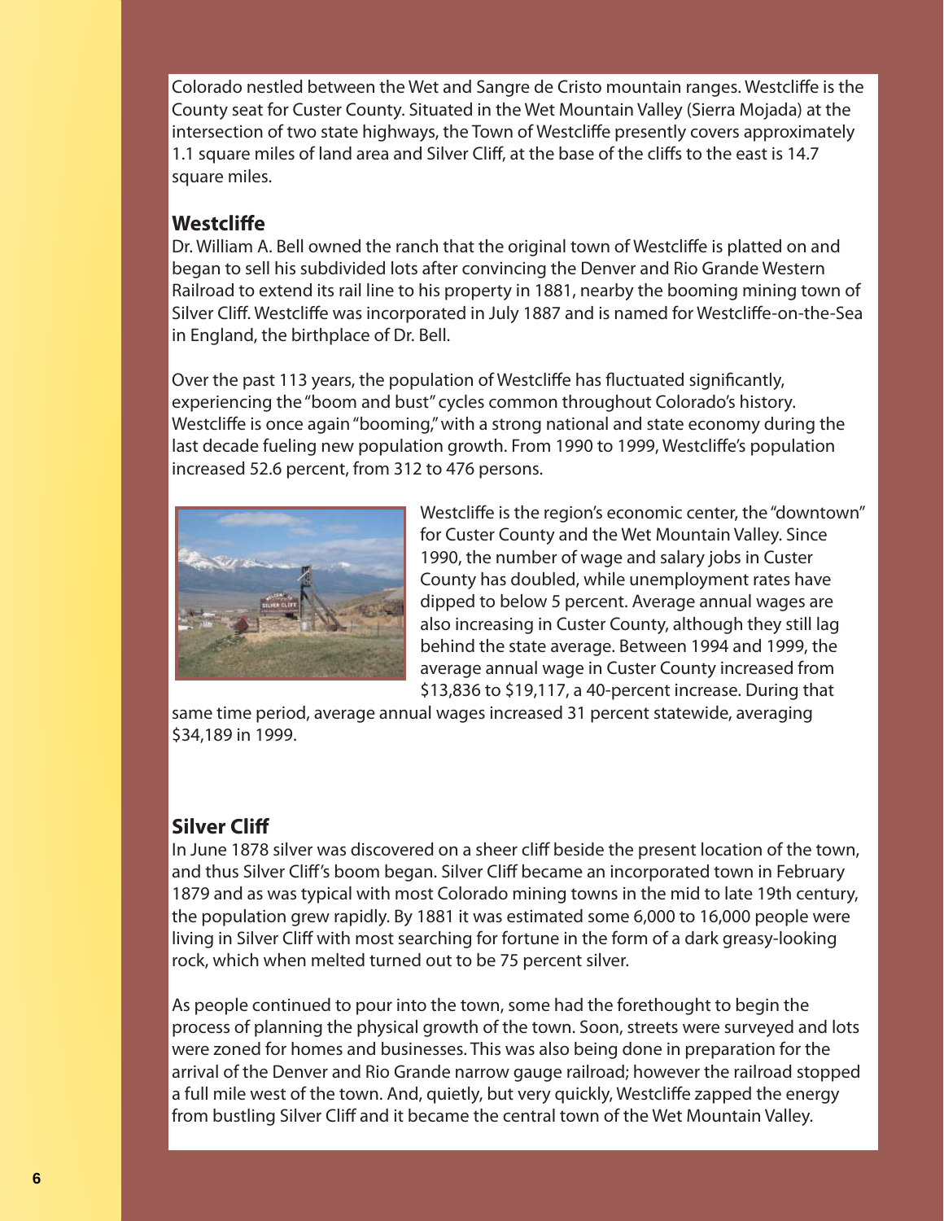Colorado nestled between the Wet and Sangre de Cristo mountain ranges. Westcliffe is the County seat for Custer County. Situated in the Wet Mountain Valley (Sierra Mojada) at the intersection of two state highways, the Town of Westcliffe presently covers approximately 1.1 square miles of land area and Silver Cliff, at the base of the cliffs to the east is 14.7 square miles.

## Westcliffe

Dr. William A. Bell owned the ranch that the original town of Westcliffe is platted on and began to sell his subdivided lots after convincing the Denver and Rio Grande Western Railroad to extend its rail line to his property in 1881, nearby the booming mining town of Silver Cliff. Westcliffe was incorporated in July 1887 and is named for Westcliffe-on-the-Sea in England, the birthplace of Dr. Bell.

Over the past 113 years, the population of Westcliffe has fluctuated significantly, experiencing the "boom and bust" cycles common throughout Colorado's history. Westcliffe is once again "booming," with a strong national and state economy during the last decade fueling new population growth. From 1990 to 1999, Westcliffe's population increased 52.6 percent, from 312 to 476 persons.

Westcliffe is the region's economic center, the "downtown" for Custer County and the Wet Mountain Valley. Since 1990, the number of wage and salary jobs in Custer County has doubled, while unemployment rates have dipped to below 5 percent. Average annual wages are also increasing in Custer County, although they still lag behind the state average. Between 1994 and 1999, the average annual wage in Custer County increased from $13,836 to $19,117, a 40-percent increase. During that same time period, average annual wages increased 31 percent statewide, averaging $34,189 in 1999.

## Silver Cliff

In June 1878 silver was discovered on a sheer cliff beside the present location of the town, and thus Silver Cliff's boom began. Silver Cliff became an incorporated town in February 1879 and as was typical with most Colorado mining towns in the mid to late 19th century, the population grew rapidly. By 1881 it was estimated some 6,000 to 16,000 people were living in Silver Cliff with most searching for fortune in the form of a dark greasy-looking rock, which when melted turned out to be 75 percent silver.

As people continued to pour into the town, some had the forethought to begin the process of planning the physical growth of the town. Soon, streets were surveyed and lots were zoned for homes and businesses. This was also being done in preparation for the arrival of the Denver and Rio Grande narrow gauge railroad; however the railroad stopped a full mile west of the town. And, quietly, but very quickly, Westcliffe zapped the energy from bustling Silver Cliff and it became the central town of the Wet Mountain Valley.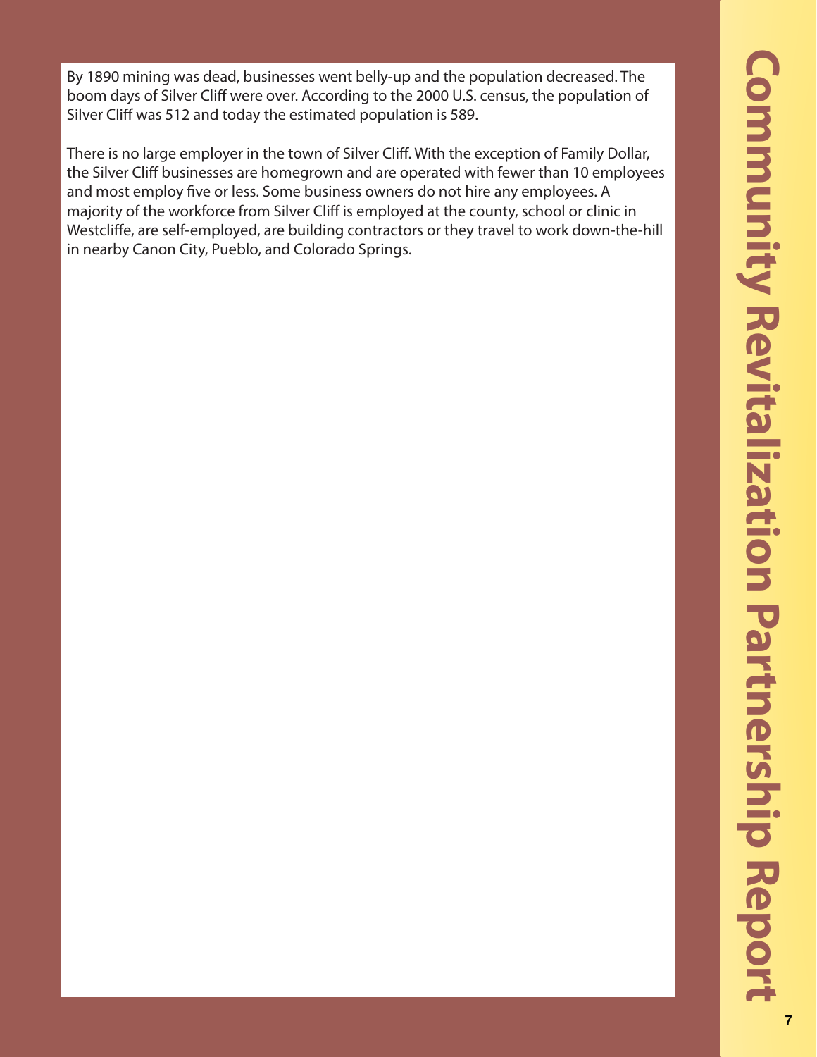By 1890 mining was dead, businesses went belly-up and the population decreased. The boom days of Silver Cliff were over. According to the 2000 U.S. census, the population of Silver Cliff was 512 and today the estimated population is 589.

There is no large employer in the town of Silver Cliff. With the exception of Family Dollar, the Silver Cliff businesses are homegrown and are operated with fewer than 10 employees and most employ five or less. Some business owners do not hire any employees. A majority of the workforce from Silver Cliff is employed at the county, school or clinic in Westcliffe, are self-employed, are building contractors or they travel to work down-the-hill in nearby Canon City, Pueblo, and Colorado Springs.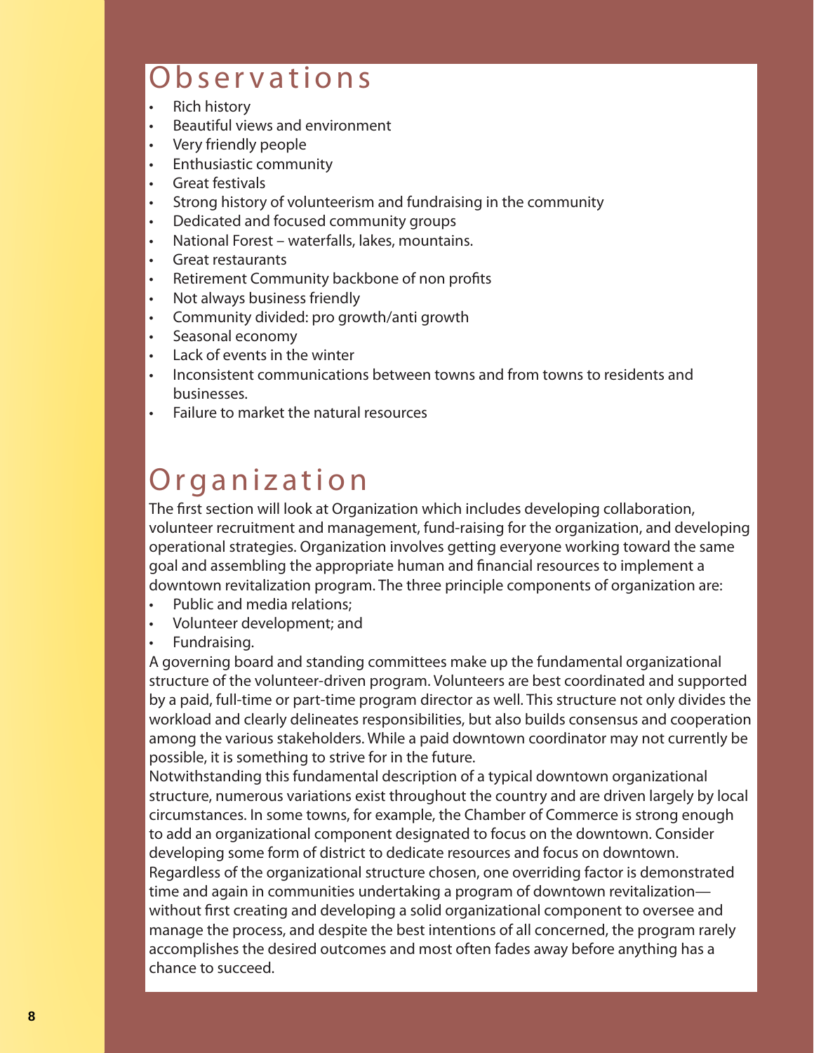# Observations

- Rich history
- Beautiful views and environment
- Very friendly people
- Enthusiastic community
- Great festivals
- Strong history of volunteerism and fundraising in the community
- Dedicated and focused community groups
- National Forest – waterfalls, lakes, mountains.
- Great restaurants
- Retirement Community backbone of non profits
- Not always business friendly
- Community divided: pro growth/anti growth
- Seasonal economy
- Lack of events in the winter
- Inconsistent communications between towns and from towns to residents and businesses.
- Failure to market the natural resources

# Organization

The first section will look at Organization which includes developing collaboration, volunteer recruitment and management, fund-raising for the organization, and developing operational strategies. Organization involves getting everyone working toward the same goal and assembling the appropriate human and financial resources to implement a downtown revitalization program. The three principle components of organization are:

- Public and media relations;
- Volunteer development; and
- Fundraising.

A governing board and standing committees make up the fundamental organizational structure of the volunteer-driven program. Volunteers are best coordinated and supported by a paid, full-time or part-time program director as well. This structure not only divides the workload and clearly delineates responsibilities, but also builds consensus and cooperation among the various stakeholders. While a paid downtown coordinator may not currently be possible, it is something to strive for in the future.

Notwithstanding this fundamental description of a typical downtown organizational structure, numerous variations exist throughout the country and are driven largely by local circumstances. In some towns, for example, the Chamber of Commerce is strong enough to add an organizational component designated to focus on the downtown. Consider developing some form of district to dedicate resources and focus on downtown.

Regardless of the organizational structure chosen, one overriding factor is demonstrated time and again in communities undertaking a program of downtown revitalization—without first creating and developing a solid organizational component to oversee and manage the process, and despite the best intentions of all concerned, the program rarely accomplishes the desired outcomes and most often fades away before anything has a chance to succeed.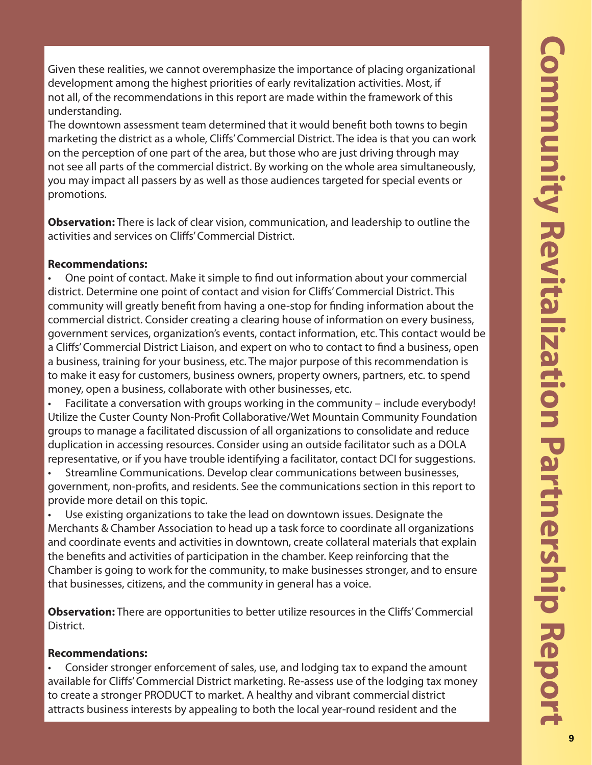Given these realities, we cannot overemphasize the importance of placing organizational development among the highest priorities of early revitalization activities. Most, if not all, of the recommendations in this report are made within the framework of this understanding.

The downtown assessment team determined that it would benefit both towns to begin marketing the district as a whole, Cliffs' Commercial District. The idea is that you can work on the perception of one part of the area, but those who are just driving through may not see all parts of the commercial district. By working on the whole area simultaneously, you may impact all passers by as well as those audiences targeted for special events or promotions.

**Observation:** There is lack of clear vision, communication, and leadership to outline the activities and services on Cliffs' Commercial District.

**Recommendations:**

- One point of contact. Make it simple to find out information about your commercial district. Determine one point of contact and vision for Cliffs' Commercial District. This community will greatly benefit from having a one-stop for finding information about the commercial district. Consider creating a clearing house of information on every business, government services, organization's events, contact information, etc. This contact would be a Cliffs' Commercial District Liaison, and expert on who to contact to find a business, open a business, training for your business, etc. The major purpose of this recommendation is to make it easy for customers, business owners, property owners, partners, etc. to spend money, open a business, collaborate with other businesses, etc.
- Facilitate a conversation with groups working in the community – include everybody! Utilize the Custer County Non-Profit Collaborative/Wet Mountain Community Foundation groups to manage a facilitated discussion of all organizations to consolidate and reduce duplication in accessing resources. Consider using an outside facilitator such as a DOLA representative, or if you have trouble identifying a facilitator, contact DCI for suggestions.
- Streamline Communications. Develop clear communications between businesses, government, non-profits, and residents. See the communications section in this report to provide more detail on this topic.
- Use existing organizations to take the lead on downtown issues. Designate the Merchants & Chamber Association to head up a task force to coordinate all organizations and coordinate events and activities in downtown, create collateral materials that explain the benefits and activities of participation in the chamber. Keep reinforcing that the Chamber is going to work for the community, to make businesses stronger, and to ensure that businesses, citizens, and the community in general has a voice.

**Observation:** There are opportunities to better utilize resources in the Cliffs' Commercial District.

**Recommendations:**

- Consider stronger enforcement of sales, use, and lodging tax to expand the amount available for Cliffs' Commercial District marketing. Re-assess use of the lodging tax money to create a stronger PRODUCT to market. A healthy and vibrant commercial district attracts business interests by appealing to both the local year-round resident and the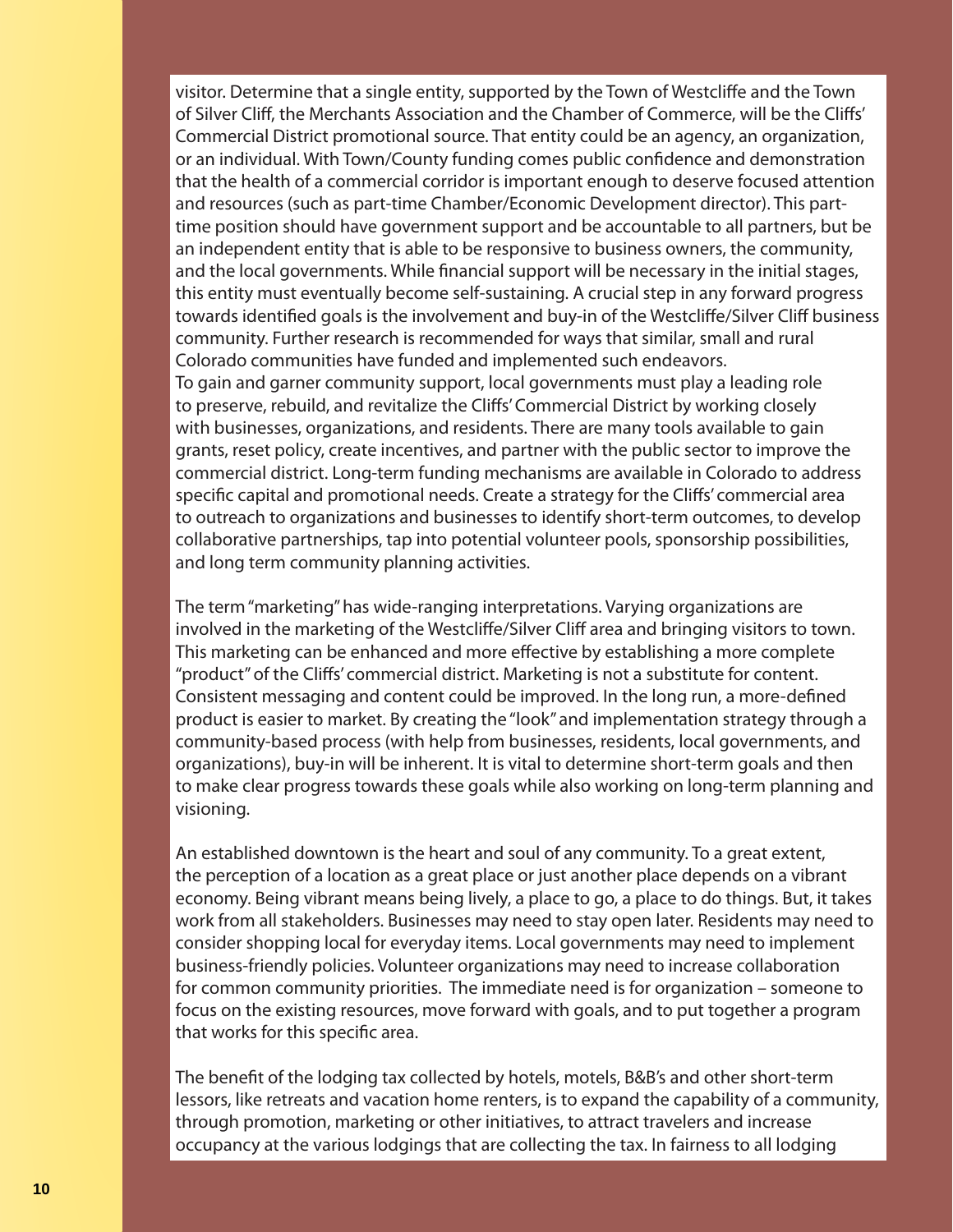visitor. Determine that a single entity, supported by the Town of Westcliffe and the Town of Silver Cliff, the Merchants Association and the Chamber of Commerce, will be the Cliffs' Commercial District promotional source. That entity could be an agency, an organization, or an individual. With Town/County funding comes public confidence and demonstration that the health of a commercial corridor is important enough to deserve focused attention and resources (such as part-time Chamber/Economic Development director). This part-time position should have government support and be accountable to all partners, but be an independent entity that is able to be responsive to business owners, the community, and the local governments. While financial support will be necessary in the initial stages, this entity must eventually become self-sustaining. A crucial step in any forward progress towards identified goals is the involvement and buy-in of the Westcliffe/Silver Cliff business community. Further research is recommended for ways that similar, small and rural Colorado communities have funded and implemented such endeavors.
To gain and garner community support, local governments must play a leading role to preserve, rebuild, and revitalize the Cliffs' Commercial District by working closely with businesses, organizations, and residents. There are many tools available to gain grants, reset policy, create incentives, and partner with the public sector to improve the commercial district. Long-term funding mechanisms are available in Colorado to address specific capital and promotional needs. Create a strategy for the Cliffs' commercial area to outreach to organizations and businesses to identify short-term outcomes, to develop collaborative partnerships, tap into potential volunteer pools, sponsorship possibilities, and long term community planning activities.

The term "marketing" has wide-ranging interpretations. Varying organizations are involved in the marketing of the Westcliffe/Silver Cliff area and bringing visitors to town. This marketing can be enhanced and more effective by establishing a more complete "product" of the Cliffs' commercial district. Marketing is not a substitute for content. Consistent messaging and content could be improved. In the long run, a more-defined product is easier to market. By creating the "look" and implementation strategy through a community-based process (with help from businesses, residents, local governments, and organizations), buy-in will be inherent. It is vital to determine short-term goals and then to make clear progress towards these goals while also working on long-term planning and visioning.

An established downtown is the heart and soul of any community. To a great extent, the perception of a location as a great place or just another place depends on a vibrant economy. Being vibrant means being lively, a place to go, a place to do things. But, it takes work from all stakeholders. Businesses may need to stay open later. Residents may need to consider shopping local for everyday items. Local governments may need to implement business-friendly policies. Volunteer organizations may need to increase collaboration for common community priorities. The immediate need is for organization – someone to focus on the existing resources, move forward with goals, and to put together a program that works for this specific area.

The benefit of the lodging tax collected by hotels, motels, B&B's and other short-term lessors, like retreats and vacation home renters, is to expand the capability of a community, through promotion, marketing or other initiatives, to attract travelers and increase occupancy at the various lodgings that are collecting the tax. In fairness to all lodging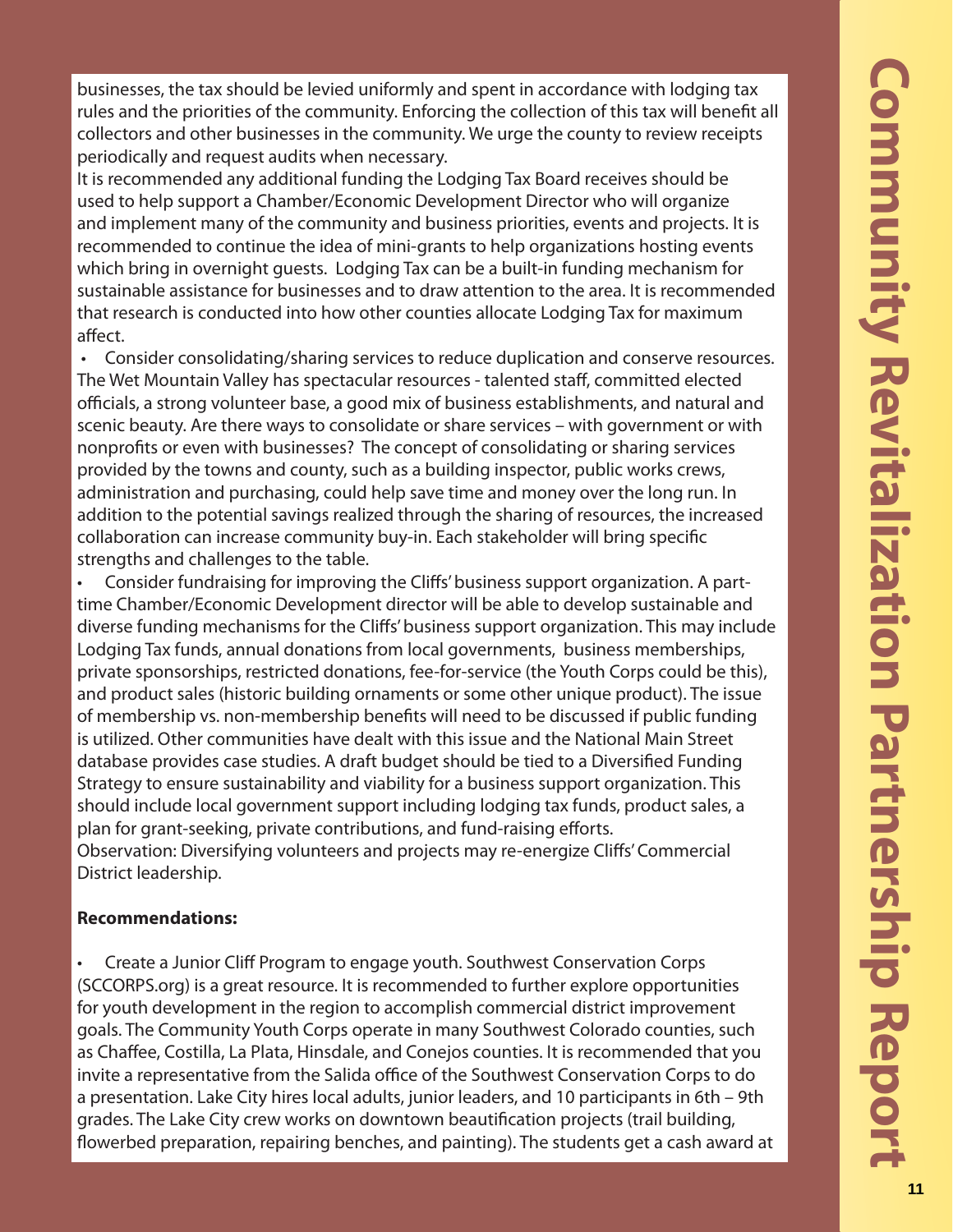businesses, the tax should be levied uniformly and spent in accordance with lodging tax rules and the priorities of the community. Enforcing the collection of this tax will benefit all collectors and other businesses in the community. We urge the county to review receipts periodically and request audits when necessary.

It is recommended any additional funding the Lodging Tax Board receives should be used to help support a Chamber/Economic Development Director who will organize and implement many of the community and business priorities, events and projects. It is recommended to continue the idea of mini-grants to help organizations hosting events which bring in overnight guests. Lodging Tax can be a built-in funding mechanism for sustainable assistance for businesses and to draw attention to the area. It is recommended that research is conducted into how other counties allocate Lodging Tax for maximum affect.

- Consider consolidating/sharing services to reduce duplication and conserve resources. The Wet Mountain Valley has spectacular resources - talented staff, committed elected officials, a strong volunteer base, a good mix of business establishments, and natural and scenic beauty. Are there ways to consolidate or share services – with government or with nonprofits or even with businesses? The concept of consolidating or sharing services provided by the towns and county, such as a building inspector, public works crews, administration and purchasing, could help save time and money over the long run. In addition to the potential savings realized through the sharing of resources, the increased collaboration can increase community buy-in. Each stakeholder will bring specific strengths and challenges to the table.
- Consider fundraising for improving the Cliffs' business support organization. A part-time Chamber/Economic Development director will be able to develop sustainable and diverse funding mechanisms for the Cliffs' business support organization. This may include Lodging Tax funds, annual donations from local governments, business memberships, private sponsorships, restricted donations, fee-for-service (the Youth Corps could be this), and product sales (historic building ornaments or some other unique product). The issue of membership vs. non-membership benefits will need to be discussed if public funding is utilized. Other communities have dealt with this issue and the National Main Street database provides case studies. A draft budget should be tied to a Diversified Funding Strategy to ensure sustainability and viability for a business support organization. This should include local government support including lodging tax funds, product sales, a plan for grant-seeking, private contributions, and fund-raising efforts.

Observation: Diversifying volunteers and projects may re-energize Cliffs' Commercial District leadership.

**Recommendations:**

- Create a Junior Cliff Program to engage youth. Southwest Conservation Corps (SCCORPS.org) is a great resource. It is recommended to further explore opportunities for youth development in the region to accomplish commercial district improvement goals. The Community Youth Corps operate in many Southwest Colorado counties, such as Chaffee, Costilla, La Plata, Hinsdale, and Conejos counties. It is recommended that you invite a representative from the Salida office of the Southwest Conservation Corps to do a presentation. Lake City hires local adults, junior leaders, and 10 participants in 6th – 9th grades. The Lake City crew works on downtown beautification projects (trail building, flowerbed preparation, repairing benches, and painting). The students get a cash award at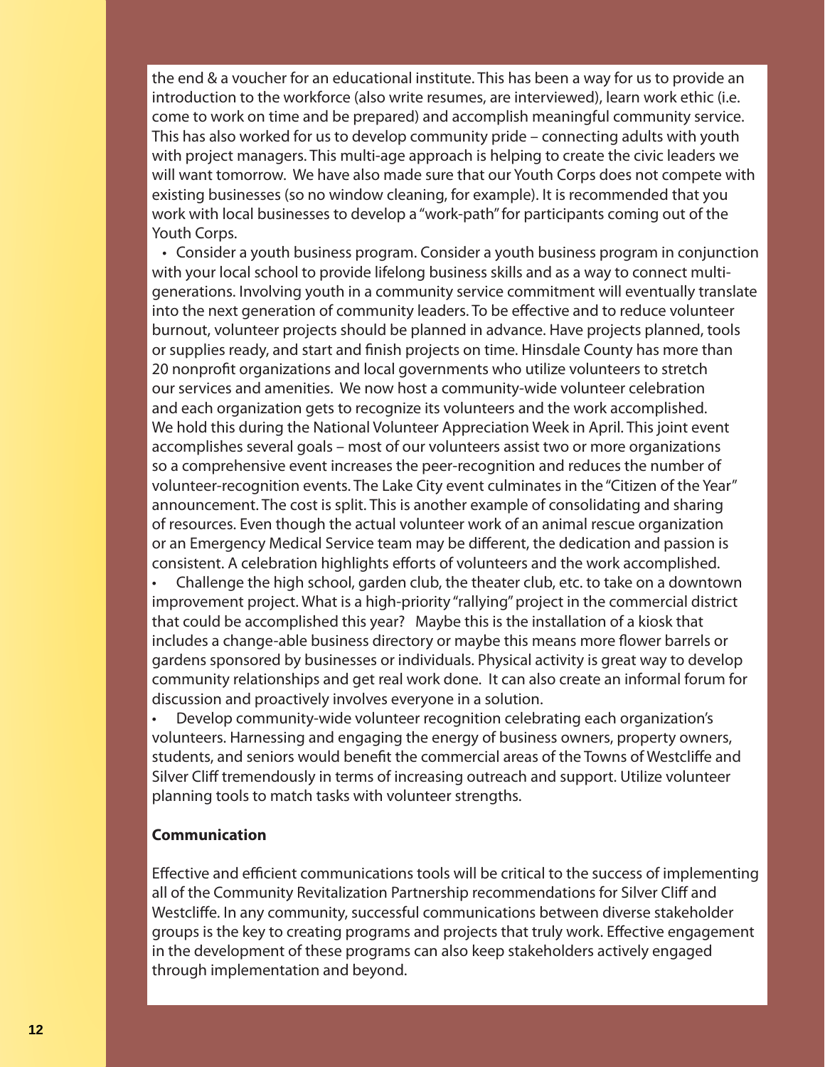the end & a voucher for an educational institute. This has been a way for us to provide an introduction to the workforce (also write resumes, are interviewed), learn work ethic (i.e. come to work on time and be prepared) and accomplish meaningful community service. This has also worked for us to develop community pride – connecting adults with youth with project managers. This multi-age approach is helping to create the civic leaders we will want tomorrow. We have also made sure that our Youth Corps does not compete with existing businesses (so no window cleaning, for example). It is recommended that you work with local businesses to develop a "work-path" for participants coming out of the Youth Corps.

- Consider a youth business program. Consider a youth business program in conjunction with your local school to provide lifelong business skills and as a way to connect multi-generations. Involving youth in a community service commitment will eventually translate into the next generation of community leaders. To be effective and to reduce volunteer burnout, volunteer projects should be planned in advance. Have projects planned, tools or supplies ready, and start and finish projects on time. Hinsdale County has more than 20 nonprofit organizations and local governments who utilize volunteers to stretch our services and amenities. We now host a community-wide volunteer celebration and each organization gets to recognize its volunteers and the work accomplished. We hold this during the National Volunteer Appreciation Week in April. This joint event accomplishes several goals – most of our volunteers assist two or more organizations so a comprehensive event increases the peer-recognition and reduces the number of volunteer-recognition events. The Lake City event culminates in the "Citizen of the Year" announcement. The cost is split. This is another example of consolidating and sharing of resources. Even though the actual volunteer work of an animal rescue organization or an Emergency Medical Service team may be different, the dedication and passion is consistent. A celebration highlights efforts of volunteers and the work accomplished.
- Challenge the high school, garden club, the theater club, etc. to take on a downtown improvement project. What is a high-priority "rallying" project in the commercial district that could be accomplished this year? Maybe this is the installation of a kiosk that includes a change-able business directory or maybe this means more flower barrels or gardens sponsored by businesses or individuals. Physical activity is great way to develop community relationships and get real work done. It can also create an informal forum for discussion and proactively involves everyone in a solution.
- Develop community-wide volunteer recognition celebrating each organization's volunteers. Harnessing and engaging the energy of business owners, property owners, students, and seniors would benefit the commercial areas of the Towns of Westcliffe and Silver Cliff tremendously in terms of increasing outreach and support. Utilize volunteer planning tools to match tasks with volunteer strengths.

**Communication**

Effective and efficient communications tools will be critical to the success of implementing all of the Community Revitalization Partnership recommendations for Silver Cliff and Westcliffe. In any community, successful communications between diverse stakeholder groups is the key to creating programs and projects that truly work. Effective engagement in the development of these programs can also keep stakeholders actively engaged through implementation and beyond.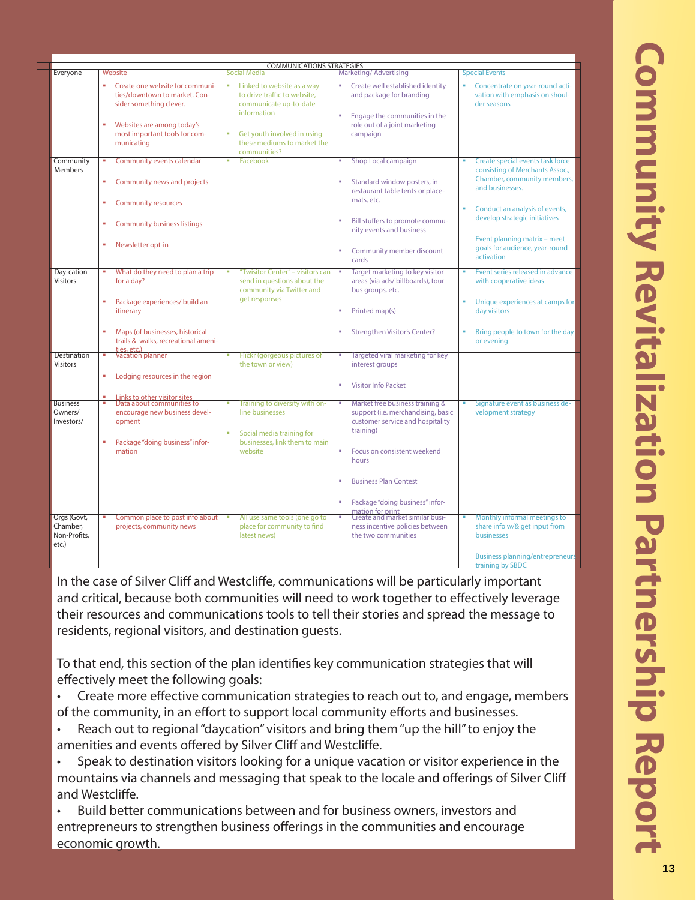| Everyone | Website | Social Media | Marketing/ Advertising | Special Events |
|---|---|---|---|---|
| | COMMUNICATIONS STRATEGIES | | | |
| Everyone | ▪ Create one website for communities/downtown to market. Consider something clever.<br>▪ Websites are among today's most important tools for communicating | ▪ Linked to website as a way to drive traffic to website, communicate up-to-date information<br>▪ Get youth involved in using these mediums to market the communities? | ▪ Create well established identity and package for branding<br>▪ Engage the communities in the role out of a joint marketing campaign | ▪ Concentrate on year-round activation with emphasis on shoulder seasons |
| Community Members | ▪ Community events calendar<br>▪ Community news and projects<br>▪ Community resources<br>▪ Community business listings<br>▪ Newsletter opt-in | ▪ Facebook | ▪ Shop Local campaign<br>▪ Standard window posters, in restaurant table tents or placemats, etc.<br>▪ Bill stuffers to promote community events and business<br>▪ Community member discount cards | ▪ Create special events task force consisting of Merchants Assoc., Chamber, community members, and businesses.<br>▪ Conduct an analysis of events, develop strategic initiatives<br>Event planning matrix – meet goals for audience, year-round activation |
| Day-cation Visitors | ▪ What do they need to plan a trip for a day?<br>▪ Package experiences/ build an itinerary<br>▪ Maps (of businesses, historical trails & walks, recreational amenities, etc.) | ▪ "Twisitor Center" – visitors can send in questions about the community via Twitter and get responses | ▪ Target marketing to key visitor areas (via ads/ billboards), tour bus groups, etc.<br>▪ Printed map(s)<br>▪ Strengthen Visitor's Center? | ▪ Event series released in advance with cooperative ideas<br>▪ Unique experiences at camps for day visitors<br>▪ Bring people to town for the day or evening |
| Destination Visitors | ▪ Vacation planner<br>▪ Lodging resources in the region<br>▪ Links to other visitor sites | ▪ Flickr (gorgeous pictures of the town or view) | ▪ Targeted viral marketing for key interest groups<br>▪ Visitor Info Packet | |
| Business Owners/ Investors/ | ▪ Data about communities to encourage new business development<br>▪ Package "doing business" information | ▪ Training to diversity with online businesses<br>▪ Social media training for businesses, link them to main website | ▪ Market free business training & support (i.e. merchandising, basic customer service and hospitality training)<br>▪ Focus on consistent weekend hours<br>▪ Business Plan Contest<br>▪ Package "doing business" information for print | ▪ Signature event as business development strategy |
| Orgs (Govt, Chamber, Non-Profits, etc.) | ▪ Common place to post info about projects, community news | ▪ All use same tools (one go to place for community to find latest news) | ▪ Create and market similar business incentive policies between the two communities | ▪ Monthly informal meetings to share info w/& get input from businesses<br>Business planning/entrepreneurs training by SBDC |

In the case of Silver Cliff and Westcliffe, communications will be particularly important and critical, because both communities will need to work together to effectively leverage their resources and communications tools to tell their stories and spread the message to residents, regional visitors, and destination guests.

To that end, this section of the plan identifies key communication strategies that will effectively meet the following goals:

- Create more effective communication strategies to reach out to, and engage, members of the community, in an effort to support local community efforts and businesses.
- Reach out to regional "daycation" visitors and bring them "up the hill" to enjoy the amenities and events offered by Silver Cliff and Westcliffe.
- Speak to destination visitors looking for a unique vacation or visitor experience in the mountains via channels and messaging that speak to the locale and offerings of Silver Cliff and Westcliffe.
- Build better communications between and for business owners, investors and entrepreneurs to strengthen business offerings in the communities and encourage economic growth.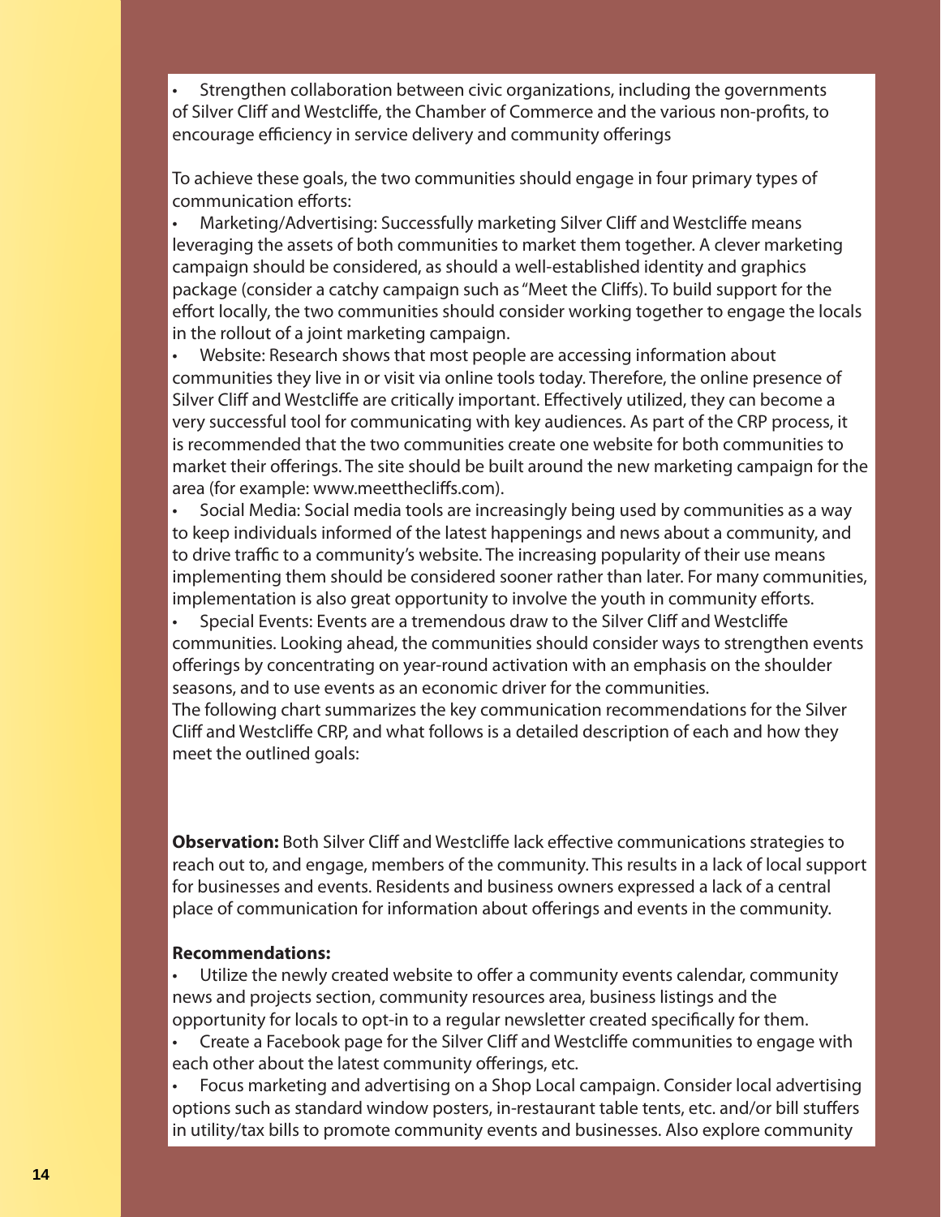- Strengthen collaboration between civic organizations, including the governments of Silver Cliff and Westcliffe, the Chamber of Commerce and the various non-profits, to encourage efficiency in service delivery and community offerings

To achieve these goals, the two communities should engage in four primary types of communication efforts:

- Marketing/Advertising: Successfully marketing Silver Cliff and Westcliffe means leveraging the assets of both communities to market them together. A clever marketing campaign should be considered, as should a well-established identity and graphics package (consider a catchy campaign such as "Meet the Cliffs). To build support for the effort locally, the two communities should consider working together to engage the locals in the rollout of a joint marketing campaign.
- Website: Research shows that most people are accessing information about communities they live in or visit via online tools today. Therefore, the online presence of Silver Cliff and Westcliffe are critically important. Effectively utilized, they can become a very successful tool for communicating with key audiences. As part of the CRP process, it is recommended that the two communities create one website for both communities to market their offerings. The site should be built around the new marketing campaign for the area (for example: www.meetthecliffs.com).
- Social Media: Social media tools are increasingly being used by communities as a way to keep individuals informed of the latest happenings and news about a community, and to drive traffic to a community's website. The increasing popularity of their use means implementing them should be considered sooner rather than later. For many communities, implementation is also great opportunity to involve the youth in community efforts.
- Special Events: Events are a tremendous draw to the Silver Cliff and Westcliffe communities. Looking ahead, the communities should consider ways to strengthen events offerings by concentrating on year-round activation with an emphasis on the shoulder seasons, and to use events as an economic driver for the communities.

The following chart summarizes the key communication recommendations for the Silver Cliff and Westcliffe CRP, and what follows is a detailed description of each and how they meet the outlined goals:

**Observation:** Both Silver Cliff and Westcliffe lack effective communications strategies to reach out to, and engage, members of the community. This results in a lack of local support for businesses and events. Residents and business owners expressed a lack of a central place of communication for information about offerings and events in the community.

**Recommendations:**

- Utilize the newly created website to offer a community events calendar, community news and projects section, community resources area, business listings and the opportunity for locals to opt-in to a regular newsletter created specifically for them.
- Create a Facebook page for the Silver Cliff and Westcliffe communities to engage with each other about the latest community offerings, etc.
- Focus marketing and advertising on a Shop Local campaign. Consider local advertising options such as standard window posters, in-restaurant table tents, etc. and/or bill stuffers in utility/tax bills to promote community events and businesses. Also explore community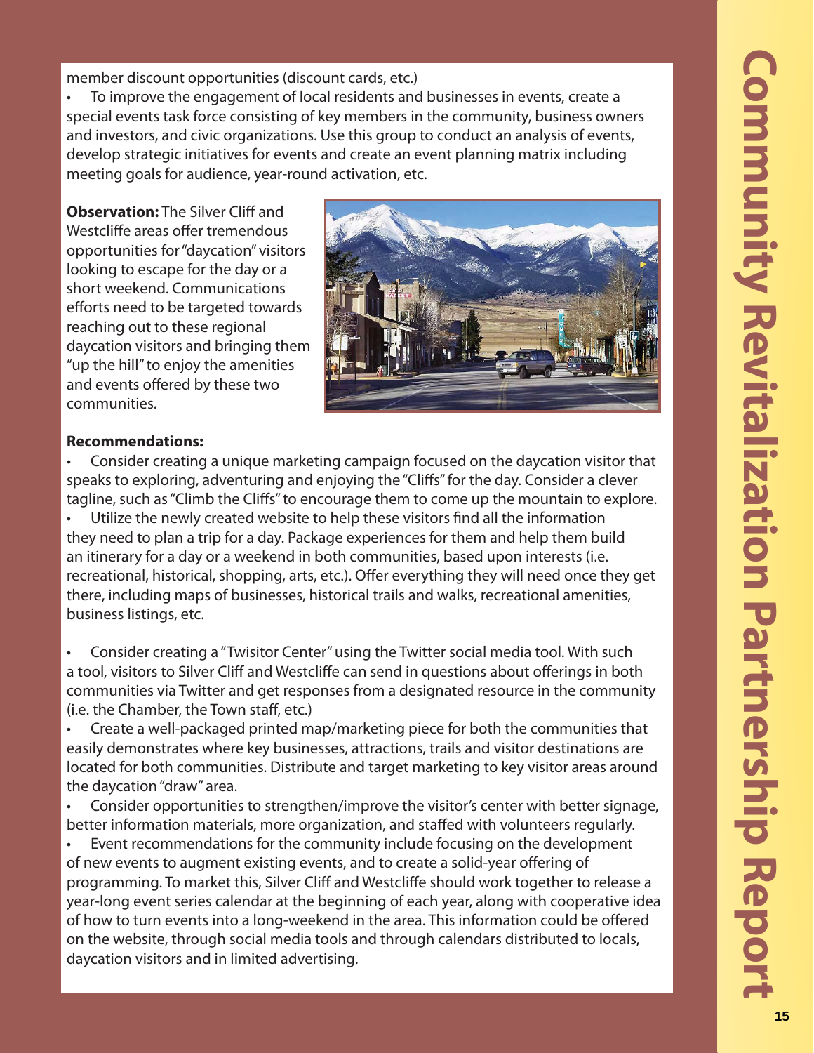member discount opportunities (discount cards, etc.)

- To improve the engagement of local residents and businesses in events, create a special events task force consisting of key members in the community, business owners and investors, and civic organizations. Use this group to conduct an analysis of events, develop strategic initiatives for events and create an event planning matrix including meeting goals for audience, year-round activation, etc.

**Observation:** The Silver Cliff and Westcliffe areas offer tremendous opportunities for "daycation" visitors looking to escape for the day or a short weekend. Communications efforts need to be targeted towards reaching out to these regional daycation visitors and bringing them "up the hill" to enjoy the amenities and events offered by these two communities.

**Recommendations:**

- Consider creating a unique marketing campaign focused on the daycation visitor that speaks to exploring, adventuring and enjoying the "Cliffs" for the day. Consider a clever tagline, such as "Climb the Cliffs" to encourage them to come up the mountain to explore.
- Utilize the newly created website to help these visitors find all the information they need to plan a trip for a day. Package experiences for them and help them build an itinerary for a day or a weekend in both communities, based upon interests (i.e. recreational, historical, shopping, arts, etc.). Offer everything they will need once they get there, including maps of businesses, historical trails and walks, recreational amenities, business listings, etc.

- Consider creating a "Twisitor Center" using the Twitter social media tool. With such a tool, visitors to Silver Cliff and Westcliffe can send in questions about offerings in both communities via Twitter and get responses from a designated resource in the community (i.e. the Chamber, the Town staff, etc.)
- Create a well-packaged printed map/marketing piece for both the communities that easily demonstrates where key businesses, attractions, trails and visitor destinations are located for both communities. Distribute and target marketing to key visitor areas around the daycation "draw" area.
- Consider opportunities to strengthen/improve the visitor's center with better signage, better information materials, more organization, and staffed with volunteers regularly.
- Event recommendations for the community include focusing on the development of new events to augment existing events, and to create a solid-year offering of programming. To market this, Silver Cliff and Westcliffe should work together to release a year-long event series calendar at the beginning of each year, along with cooperative idea of how to turn events into a long-weekend in the area. This information could be offered on the website, through social media tools and through calendars distributed to locals, daycation visitors and in limited advertising.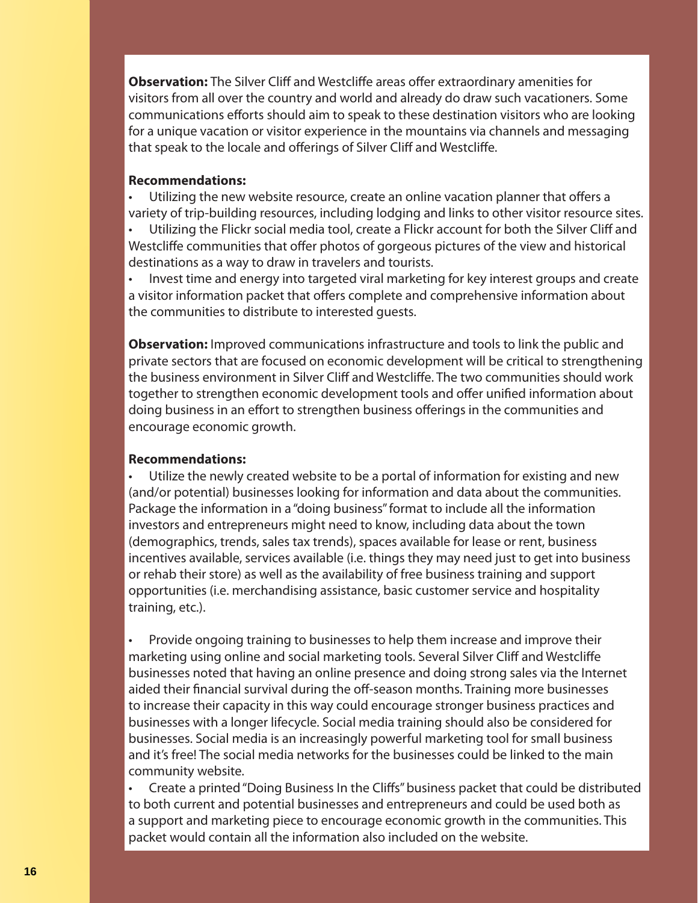**Observation:** The Silver Cliff and Westcliffe areas offer extraordinary amenities for visitors from all over the country and world and already do draw such vacationers. Some communications efforts should aim to speak to these destination visitors who are looking for a unique vacation or visitor experience in the mountains via channels and messaging that speak to the locale and offerings of Silver Cliff and Westcliffe.

**Recommendations:**

- Utilizing the new website resource, create an online vacation planner that offers a variety of trip-building resources, including lodging and links to other visitor resource sites.
- Utilizing the Flickr social media tool, create a Flickr account for both the Silver Cliff and Westcliffe communities that offer photos of gorgeous pictures of the view and historical destinations as a way to draw in travelers and tourists.
- Invest time and energy into targeted viral marketing for key interest groups and create a visitor information packet that offers complete and comprehensive information about the communities to distribute to interested guests.

**Observation:** Improved communications infrastructure and tools to link the public and private sectors that are focused on economic development will be critical to strengthening the business environment in Silver Cliff and Westcliffe. The two communities should work together to strengthen economic development tools and offer unified information about doing business in an effort to strengthen business offerings in the communities and encourage economic growth.

**Recommendations:**

- Utilize the newly created website to be a portal of information for existing and new (and/or potential) businesses looking for information and data about the communities. Package the information in a "doing business" format to include all the information investors and entrepreneurs might need to know, including data about the town (demographics, trends, sales tax trends), spaces available for lease or rent, business incentives available, services available (i.e. things they may need just to get into business or rehab their store) as well as the availability of free business training and support opportunities (i.e. merchandising assistance, basic customer service and hospitality training, etc.).

- Provide ongoing training to businesses to help them increase and improve their marketing using online and social marketing tools. Several Silver Cliff and Westcliffe businesses noted that having an online presence and doing strong sales via the Internet aided their financial survival during the off-season months. Training more businesses to increase their capacity in this way could encourage stronger business practices and businesses with a longer lifecycle. Social media training should also be considered for businesses. Social media is an increasingly powerful marketing tool for small business and it's free! The social media networks for the businesses could be linked to the main community website.
- Create a printed "Doing Business In the Cliffs" business packet that could be distributed to both current and potential businesses and entrepreneurs and could be used both as a support and marketing piece to encourage economic growth in the communities. This packet would contain all the information also included on the website.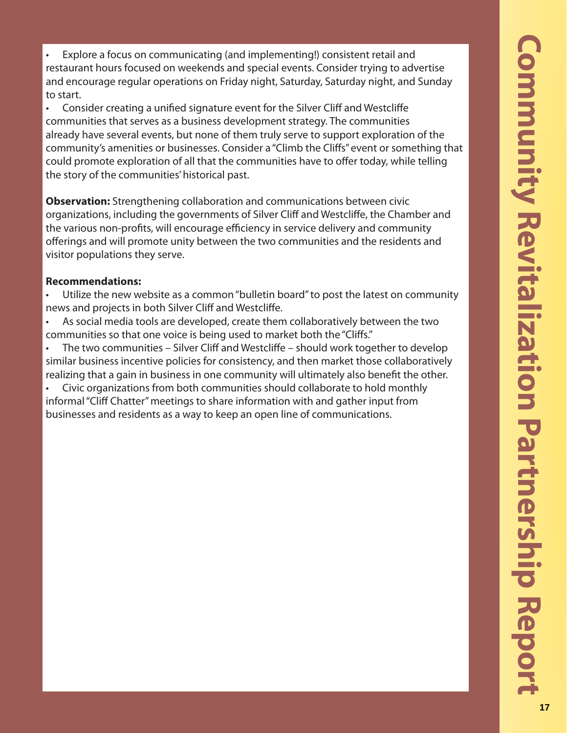- Explore a focus on communicating (and implementing!) consistent retail and restaurant hours focused on weekends and special events. Consider trying to advertise and encourage regular operations on Friday night, Saturday, Saturday night, and Sunday to start.
- Consider creating a unified signature event for the Silver Cliff and Westcliffe communities that serves as a business development strategy. The communities already have several events, but none of them truly serve to support exploration of the community's amenities or businesses. Consider a "Climb the Cliffs" event or something that could promote exploration of all that the communities have to offer today, while telling the story of the communities' historical past.

**Observation:** Strengthening collaboration and communications between civic organizations, including the governments of Silver Cliff and Westcliffe, the Chamber and the various non-profits, will encourage efficiency in service delivery and community offerings and will promote unity between the two communities and the residents and visitor populations they serve.

**Recommendations:**

- Utilize the new website as a common "bulletin board" to post the latest on community news and projects in both Silver Cliff and Westcliffe.
- As social media tools are developed, create them collaboratively between the two communities so that one voice is being used to market both the "Cliffs."
- The two communities – Silver Cliff and Westcliffe – should work together to develop similar business incentive policies for consistency, and then market those collaboratively realizing that a gain in business in one community will ultimately also benefit the other.
- Civic organizations from both communities should collaborate to hold monthly informal "Cliff Chatter" meetings to share information with and gather input from businesses and residents as a way to keep an open line of communications.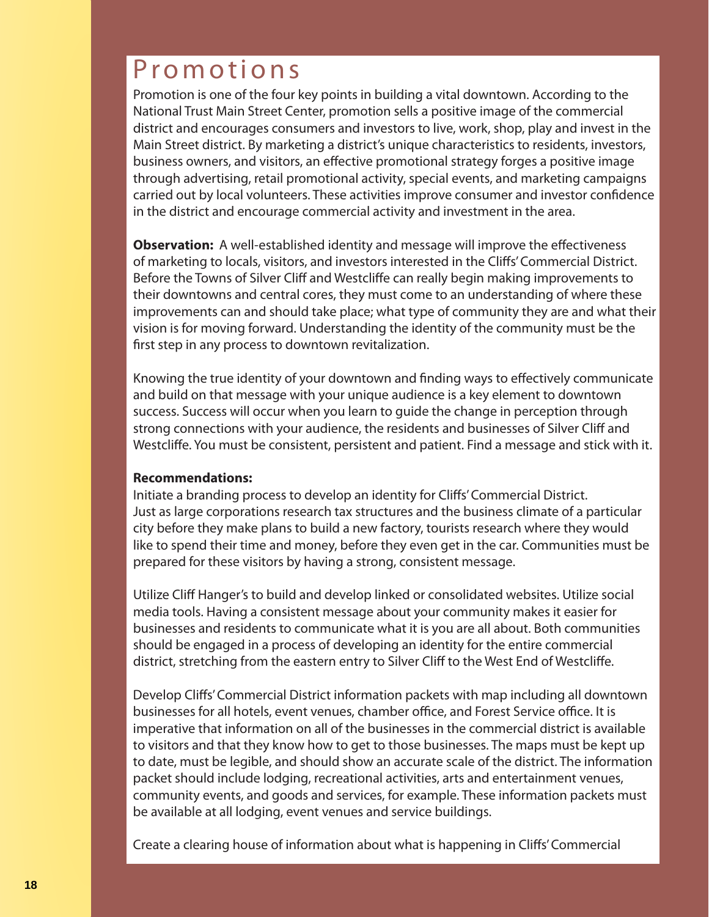# Promotions

Promotion is one of the four key points in building a vital downtown. According to the National Trust Main Street Center, promotion sells a positive image of the commercial district and encourages consumers and investors to live, work, shop, play and invest in the Main Street district. By marketing a district's unique characteristics to residents, investors, business owners, and visitors, an effective promotional strategy forges a positive image through advertising, retail promotional activity, special events, and marketing campaigns carried out by local volunteers. These activities improve consumer and investor confidence in the district and encourage commercial activity and investment in the area.

**Observation:** A well-established identity and message will improve the effectiveness of marketing to locals, visitors, and investors interested in the Cliffs' Commercial District. Before the Towns of Silver Cliff and Westcliffe can really begin making improvements to their downtowns and central cores, they must come to an understanding of where these improvements can and should take place; what type of community they are and what their vision is for moving forward. Understanding the identity of the community must be the first step in any process to downtown revitalization.

Knowing the true identity of your downtown and finding ways to effectively communicate and build on that message with your unique audience is a key element to downtown success. Success will occur when you learn to guide the change in perception through strong connections with your audience, the residents and businesses of Silver Cliff and Westcliffe. You must be consistent, persistent and patient. Find a message and stick with it.

**Recommendations:**

Initiate a branding process to develop an identity for Cliffs' Commercial District. Just as large corporations research tax structures and the business climate of a particular city before they make plans to build a new factory, tourists research where they would like to spend their time and money, before they even get in the car. Communities must be prepared for these visitors by having a strong, consistent message.

Utilize Cliff Hanger's to build and develop linked or consolidated websites. Utilize social media tools. Having a consistent message about your community makes it easier for businesses and residents to communicate what it is you are all about. Both communities should be engaged in a process of developing an identity for the entire commercial district, stretching from the eastern entry to Silver Cliff to the West End of Westcliffe.

Develop Cliffs' Commercial District information packets with map including all downtown businesses for all hotels, event venues, chamber office, and Forest Service office. It is imperative that information on all of the businesses in the commercial district is available to visitors and that they know how to get to those businesses. The maps must be kept up to date, must be legible, and should show an accurate scale of the district. The information packet should include lodging, recreational activities, arts and entertainment venues, community events, and goods and services, for example. These information packets must be available at all lodging, event venues and service buildings.

Create a clearing house of information about what is happening in Cliffs' Commercial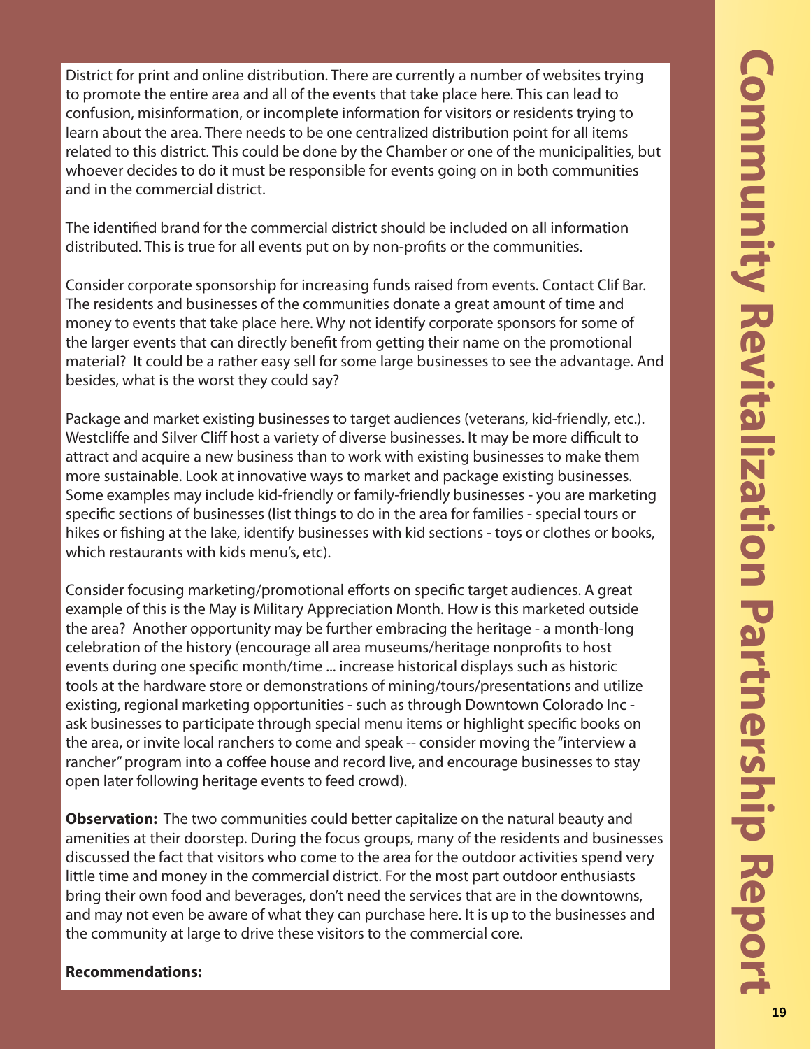District for print and online distribution. There are currently a number of websites trying to promote the entire area and all of the events that take place here. This can lead to confusion, misinformation, or incomplete information for visitors or residents trying to learn about the area. There needs to be one centralized distribution point for all items related to this district. This could be done by the Chamber or one of the municipalities, but whoever decides to do it must be responsible for events going on in both communities and in the commercial district.

The identified brand for the commercial district should be included on all information distributed. This is true for all events put on by non-profits or the communities.

Consider corporate sponsorship for increasing funds raised from events. Contact Clif Bar. The residents and businesses of the communities donate a great amount of time and money to events that take place here. Why not identify corporate sponsors for some of the larger events that can directly benefit from getting their name on the promotional material? It could be a rather easy sell for some large businesses to see the advantage. And besides, what is the worst they could say?

Package and market existing businesses to target audiences (veterans, kid-friendly, etc.). Westcliffe and Silver Cliff host a variety of diverse businesses. It may be more difficult to attract and acquire a new business than to work with existing businesses to make them more sustainable. Look at innovative ways to market and package existing businesses. Some examples may include kid-friendly or family-friendly businesses - you are marketing specific sections of businesses (list things to do in the area for families - special tours or hikes or fishing at the lake, identify businesses with kid sections - toys or clothes or books, which restaurants with kids menu's, etc).

Consider focusing marketing/promotional efforts on specific target audiences. A great example of this is the May is Military Appreciation Month. How is this marketed outside the area? Another opportunity may be further embracing the heritage - a month-long celebration of the history (encourage all area museums/heritage nonprofits to host events during one specific month/time ... increase historical displays such as historic tools at the hardware store or demonstrations of mining/tours/presentations and utilize existing, regional marketing opportunities - such as through Downtown Colorado Inc - ask businesses to participate through special menu items or highlight specific books on the area, or invite local ranchers to come and speak -- consider moving the "interview a rancher" program into a coffee house and record live, and encourage businesses to stay open later following heritage events to feed crowd).

**Observation:** The two communities could better capitalize on the natural beauty and amenities at their doorstep. During the focus groups, many of the residents and businesses discussed the fact that visitors who come to the area for the outdoor activities spend very little time and money in the commercial district. For the most part outdoor enthusiasts bring their own food and beverages, don't need the services that are in the downtowns, and may not even be aware of what they can purchase here. It is up to the businesses and the community at large to drive these visitors to the commercial core.

**Recommendations:**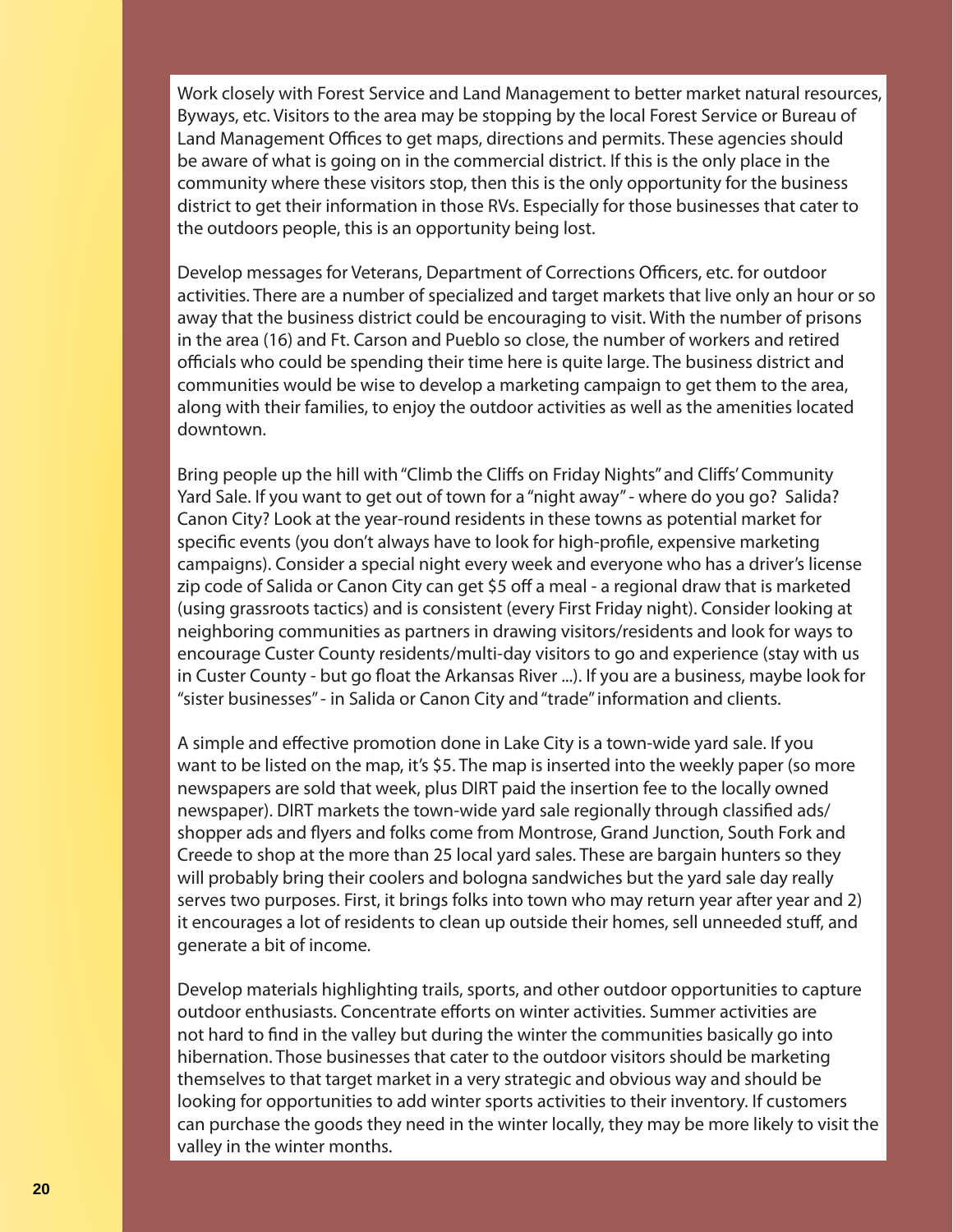Work closely with Forest Service and Land Management to better market natural resources, Byways, etc. Visitors to the area may be stopping by the local Forest Service or Bureau of Land Management Offices to get maps, directions and permits. These agencies should be aware of what is going on in the commercial district. If this is the only place in the community where these visitors stop, then this is the only opportunity for the business district to get their information in those RVs. Especially for those businesses that cater to the outdoors people, this is an opportunity being lost.

Develop messages for Veterans, Department of Corrections Officers, etc. for outdoor activities. There are a number of specialized and target markets that live only an hour or so away that the business district could be encouraging to visit. With the number of prisons in the area (16) and Ft. Carson and Pueblo so close, the number of workers and retired officials who could be spending their time here is quite large. The business district and communities would be wise to develop a marketing campaign to get them to the area, along with their families, to enjoy the outdoor activities as well as the amenities located downtown.

Bring people up the hill with "Climb the Cliffs on Friday Nights" and Cliffs' Community Yard Sale. If you want to get out of town for a "night away" - where do you go? Salida? Canon City? Look at the year-round residents in these towns as potential market for specific events (you don't always have to look for high-profile, expensive marketing campaigns). Consider a special night every week and everyone who has a driver's license zip code of Salida or Canon City can get $5 off a meal - a regional draw that is marketed (using grassroots tactics) and is consistent (every First Friday night). Consider looking at neighboring communities as partners in drawing visitors/residents and look for ways to encourage Custer County residents/multi-day visitors to go and experience (stay with us in Custer County - but go float the Arkansas River ...). If you are a business, maybe look for "sister businesses" - in Salida or Canon City and "trade" information and clients.

A simple and effective promotion done in Lake City is a town-wide yard sale. If you want to be listed on the map, it's $5. The map is inserted into the weekly paper (so more newspapers are sold that week, plus DIRT paid the insertion fee to the locally owned newspaper). DIRT markets the town-wide yard sale regionally through classified ads/ shopper ads and flyers and folks come from Montrose, Grand Junction, South Fork and Creede to shop at the more than 25 local yard sales. These are bargain hunters so they will probably bring their coolers and bologna sandwiches but the yard sale day really serves two purposes. First, it brings folks into town who may return year after year and 2) it encourages a lot of residents to clean up outside their homes, sell unneeded stuff, and generate a bit of income.

Develop materials highlighting trails, sports, and other outdoor opportunities to capture outdoor enthusiasts. Concentrate efforts on winter activities. Summer activities are not hard to find in the valley but during the winter the communities basically go into hibernation. Those businesses that cater to the outdoor visitors should be marketing themselves to that target market in a very strategic and obvious way and should be looking for opportunities to add winter sports activities to their inventory. If customers can purchase the goods they need in the winter locally, they may be more likely to visit the valley in the winter months.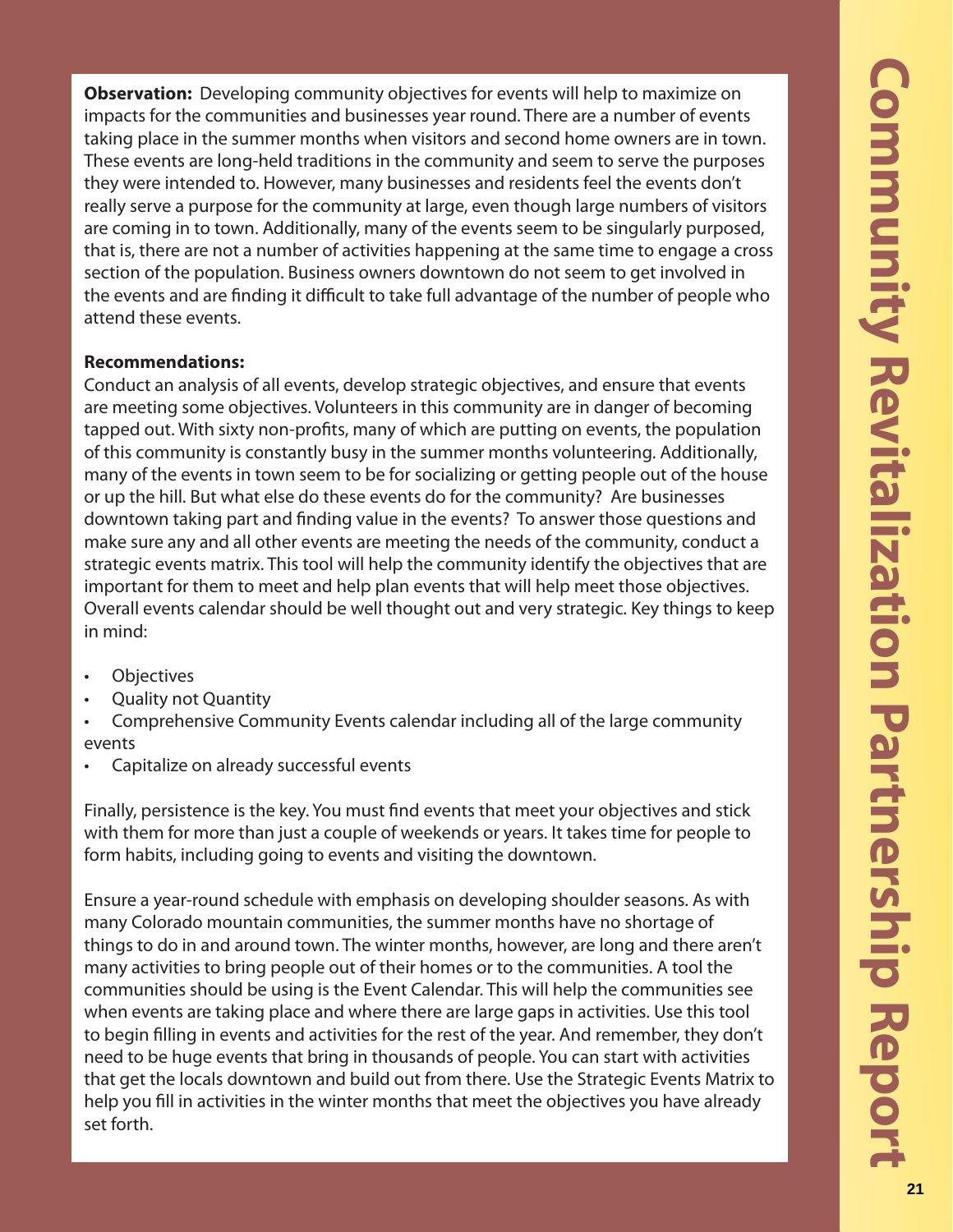**Observation:** Developing community objectives for events will help to maximize on impacts for the communities and businesses year round. There are a number of events taking place in the summer months when visitors and second home owners are in town. These events are long-held traditions in the community and seem to serve the purposes they were intended to. However, many businesses and residents feel the events don't really serve a purpose for the community at large, even though large numbers of visitors are coming in to town. Additionally, many of the events seem to be singularly purposed, that is, there are not a number of activities happening at the same time to engage a cross section of the population. Business owners downtown do not seem to get involved in the events and are finding it difficult to take full advantage of the number of people who attend these events.

**Recommendations:**

Conduct an analysis of all events, develop strategic objectives, and ensure that events are meeting some objectives. Volunteers in this community are in danger of becoming tapped out. With sixty non-profits, many of which are putting on events, the population of this community is constantly busy in the summer months volunteering. Additionally, many of the events in town seem to be for socializing or getting people out of the house or up the hill. But what else do these events do for the community? Are businesses downtown taking part and finding value in the events? To answer those questions and make sure any and all other events are meeting the needs of the community, conduct a strategic events matrix. This tool will help the community identify the objectives that are important for them to meet and help plan events that will help meet those objectives. Overall events calendar should be well thought out and very strategic. Key things to keep in mind:

- Objectives
- Quality not Quantity
- Comprehensive Community Events calendar including all of the large community events
- Capitalize on already successful events

Finally, persistence is the key. You must find events that meet your objectives and stick with them for more than just a couple of weekends or years. It takes time for people to form habits, including going to events and visiting the downtown.

Ensure a year-round schedule with emphasis on developing shoulder seasons. As with many Colorado mountain communities, the summer months have no shortage of things to do in and around town. The winter months, however, are long and there aren't many activities to bring people out of their homes or to the communities. A tool the communities should be using is the Event Calendar. This will help the communities see when events are taking place and where there are large gaps in activities. Use this tool to begin filling in events and activities for the rest of the year. And remember, they don't need to be huge events that bring in thousands of people. You can start with activities that get the locals downtown and build out from there. Use the Strategic Events Matrix to help you fill in activities in the winter months that meet the objectives you have already set forth.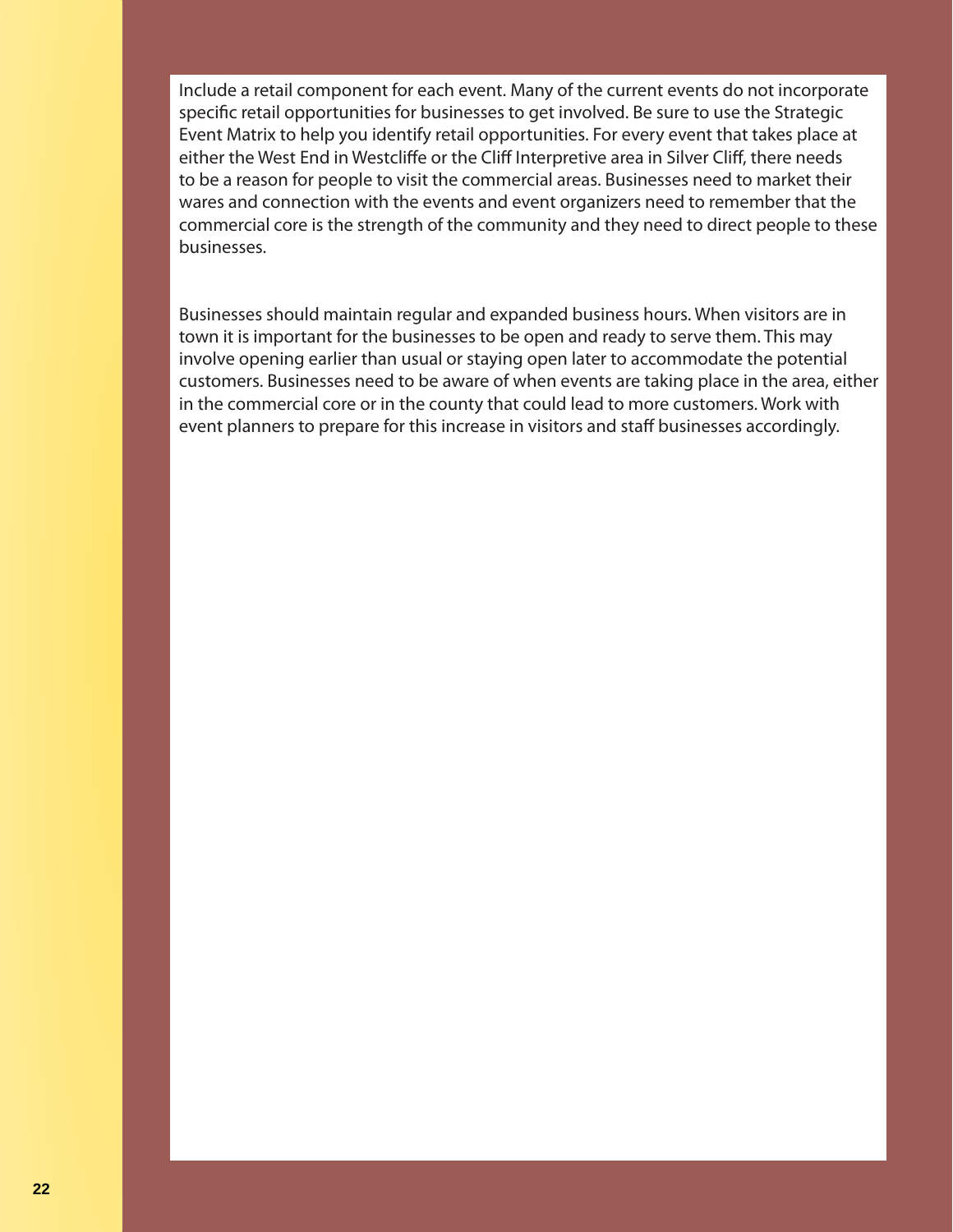Include a retail component for each event. Many of the current events do not incorporate specific retail opportunities for businesses to get involved. Be sure to use the Strategic Event Matrix to help you identify retail opportunities. For every event that takes place at either the West End in Westcliffe or the Cliff Interpretive area in Silver Cliff, there needs to be a reason for people to visit the commercial areas. Businesses need to market their wares and connection with the events and event organizers need to remember that the commercial core is the strength of the community and they need to direct people to these businesses.

Businesses should maintain regular and expanded business hours. When visitors are in town it is important for the businesses to be open and ready to serve them. This may involve opening earlier than usual or staying open later to accommodate the potential customers. Businesses need to be aware of when events are taking place in the area, either in the commercial core or in the county that could lead to more customers. Work with event planners to prepare for this increase in visitors and staff businesses accordingly.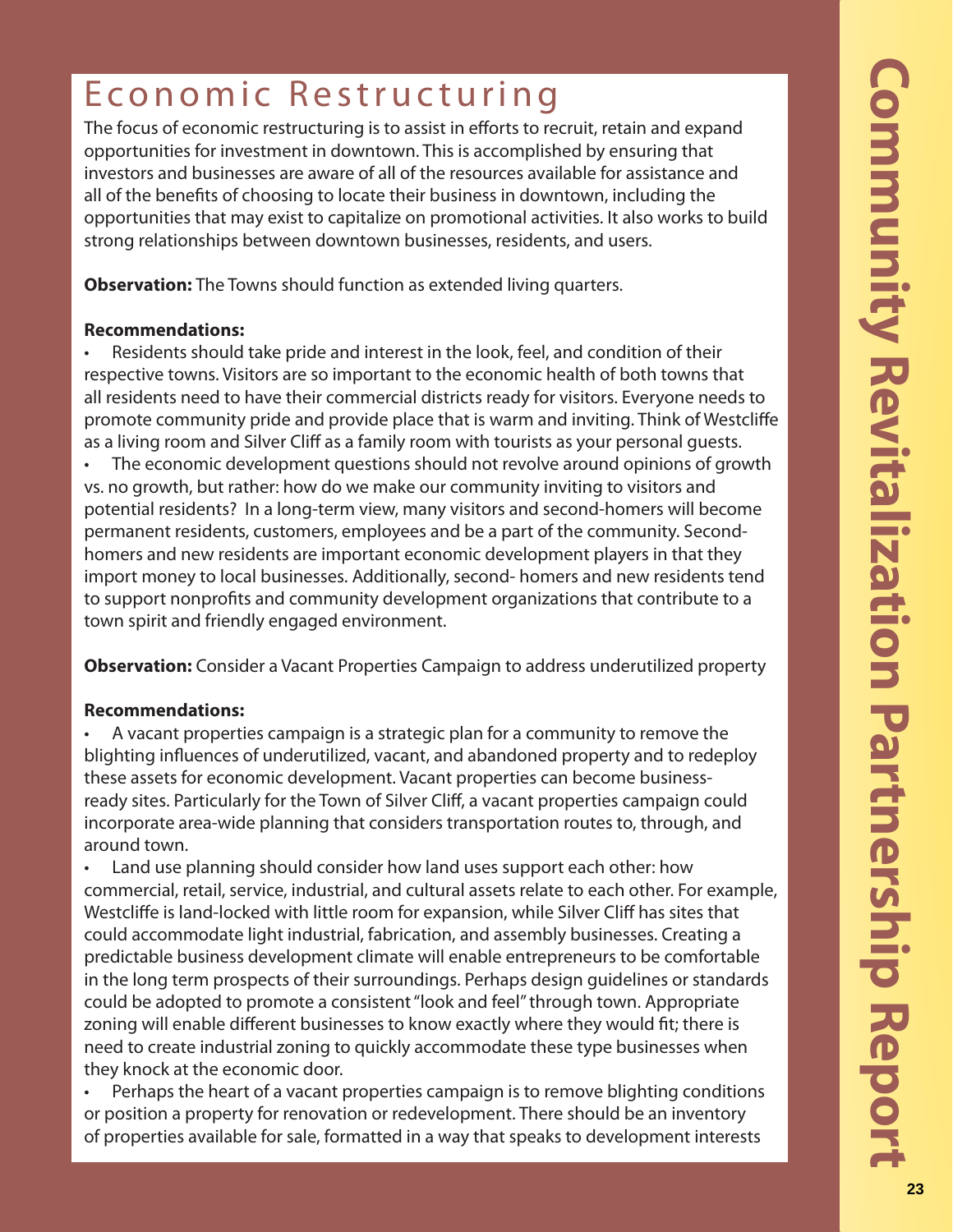# Economic Restructuring

The focus of economic restructuring is to assist in efforts to recruit, retain and expand opportunities for investment in downtown. This is accomplished by ensuring that investors and businesses are aware of all of the resources available for assistance and all of the benefits of choosing to locate their business in downtown, including the opportunities that may exist to capitalize on promotional activities. It also works to build strong relationships between downtown businesses, residents, and users.

**Observation:** The Towns should function as extended living quarters.

**Recommendations:**

- Residents should take pride and interest in the look, feel, and condition of their respective towns. Visitors are so important to the economic health of both towns that all residents need to have their commercial districts ready for visitors. Everyone needs to promote community pride and provide place that is warm and inviting. Think of Westcliffe as a living room and Silver Cliff as a family room with tourists as your personal guests.
- The economic development questions should not revolve around opinions of growth vs. no growth, but rather: how do we make our community inviting to visitors and potential residents? In a long-term view, many visitors and second-homers will become permanent residents, customers, employees and be a part of the community. Second-homers and new residents are important economic development players in that they import money to local businesses. Additionally, second- homers and new residents tend to support nonprofits and community development organizations that contribute to a town spirit and friendly engaged environment.

**Observation:** Consider a Vacant Properties Campaign to address underutilized property

**Recommendations:**

- A vacant properties campaign is a strategic plan for a community to remove the blighting influences of underutilized, vacant, and abandoned property and to redeploy these assets for economic development. Vacant properties can become business-ready sites. Particularly for the Town of Silver Cliff, a vacant properties campaign could incorporate area-wide planning that considers transportation routes to, through, and around town.
- Land use planning should consider how land uses support each other: how commercial, retail, service, industrial, and cultural assets relate to each other. For example, Westcliffe is land-locked with little room for expansion, while Silver Cliff has sites that could accommodate light industrial, fabrication, and assembly businesses. Creating a predictable business development climate will enable entrepreneurs to be comfortable in the long term prospects of their surroundings. Perhaps design guidelines or standards could be adopted to promote a consistent "look and feel" through town. Appropriate zoning will enable different businesses to know exactly where they would fit; there is need to create industrial zoning to quickly accommodate these type businesses when they knock at the economic door.
- Perhaps the heart of a vacant properties campaign is to remove blighting conditions or position a property for renovation or redevelopment. There should be an inventory of properties available for sale, formatted in a way that speaks to development interests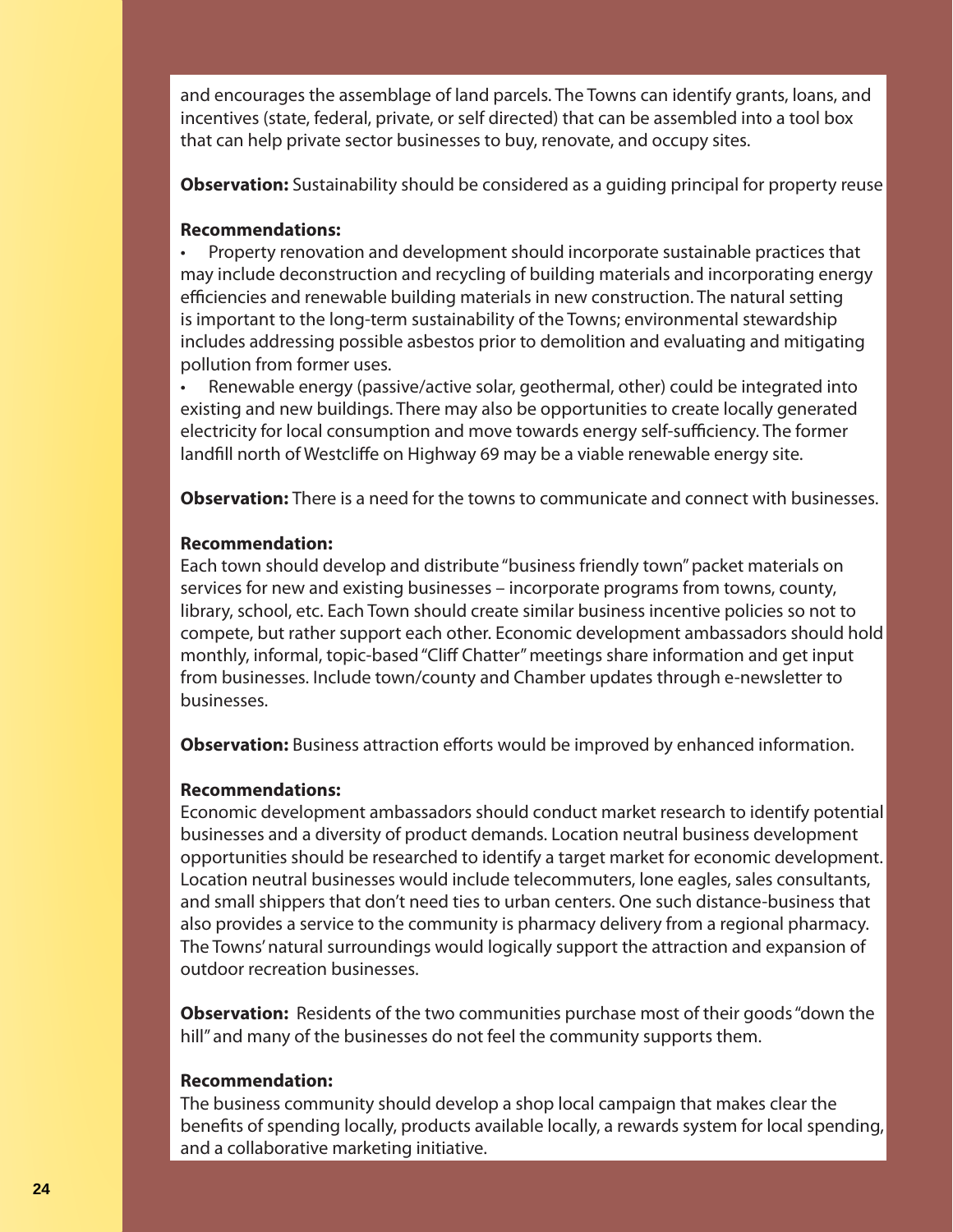and encourages the assemblage of land parcels. The Towns can identify grants, loans, and incentives (state, federal, private, or self directed) that can be assembled into a tool box that can help private sector businesses to buy, renovate, and occupy sites.

**Observation:** Sustainability should be considered as a guiding principal for property reuse

**Recommendations:**

- Property renovation and development should incorporate sustainable practices that may include deconstruction and recycling of building materials and incorporating energy efficiencies and renewable building materials in new construction. The natural setting is important to the long-term sustainability of the Towns; environmental stewardship includes addressing possible asbestos prior to demolition and evaluating and mitigating pollution from former uses.
- Renewable energy (passive/active solar, geothermal, other) could be integrated into existing and new buildings. There may also be opportunities to create locally generated electricity for local consumption and move towards energy self-sufficiency. The former landfill north of Westcliffe on Highway 69 may be a viable renewable energy site.

**Observation:** There is a need for the towns to communicate and connect with businesses.

**Recommendation:**

Each town should develop and distribute "business friendly town" packet materials on services for new and existing businesses – incorporate programs from towns, county, library, school, etc. Each Town should create similar business incentive policies so not to compete, but rather support each other. Economic development ambassadors should hold monthly, informal, topic-based "Cliff Chatter" meetings share information and get input from businesses. Include town/county and Chamber updates through e-newsletter to businesses.

**Observation:** Business attraction efforts would be improved by enhanced information.

**Recommendations:**

Economic development ambassadors should conduct market research to identify potential businesses and a diversity of product demands. Location neutral business development opportunities should be researched to identify a target market for economic development. Location neutral businesses would include telecommuters, lone eagles, sales consultants, and small shippers that don't need ties to urban centers. One such distance-business that also provides a service to the community is pharmacy delivery from a regional pharmacy. The Towns' natural surroundings would logically support the attraction and expansion of outdoor recreation businesses.

**Observation:** Residents of the two communities purchase most of their goods "down the hill" and many of the businesses do not feel the community supports them.

**Recommendation:**

The business community should develop a shop local campaign that makes clear the benefits of spending locally, products available locally, a rewards system for local spending, and a collaborative marketing initiative.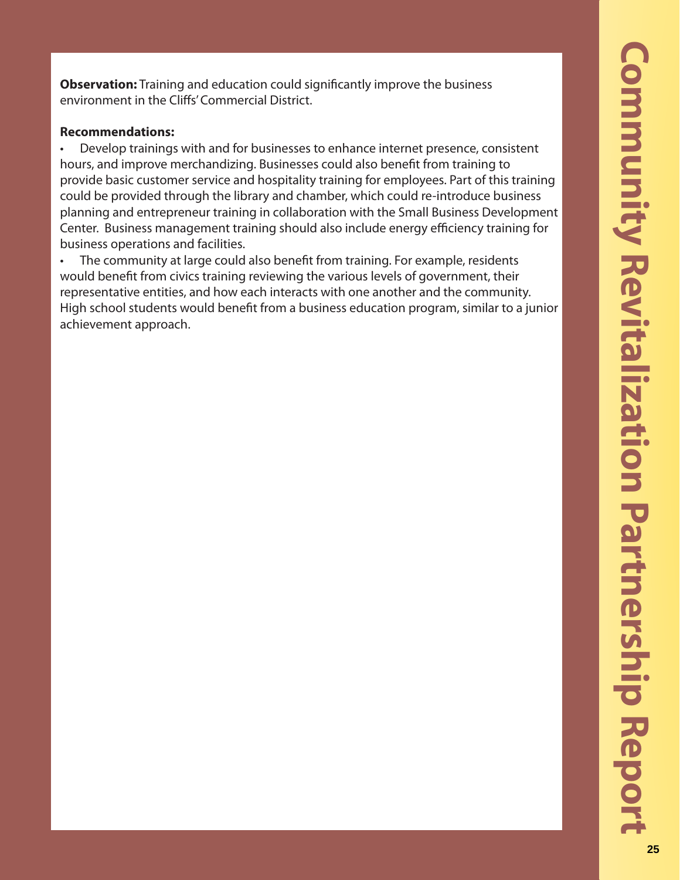**Observation:** Training and education could significantly improve the business environment in the Cliffs' Commercial District.

**Recommendations:**

- Develop trainings with and for businesses to enhance internet presence, consistent hours, and improve merchandizing. Businesses could also benefit from training to provide basic customer service and hospitality training for employees. Part of this training could be provided through the library and chamber, which could re-introduce business planning and entrepreneur training in collaboration with the Small Business Development Center. Business management training should also include energy efficiency training for business operations and facilities.
- The community at large could also benefit from training. For example, residents would benefit from civics training reviewing the various levels of government, their representative entities, and how each interacts with one another and the community. High school students would benefit from a business education program, similar to a junior achievement approach.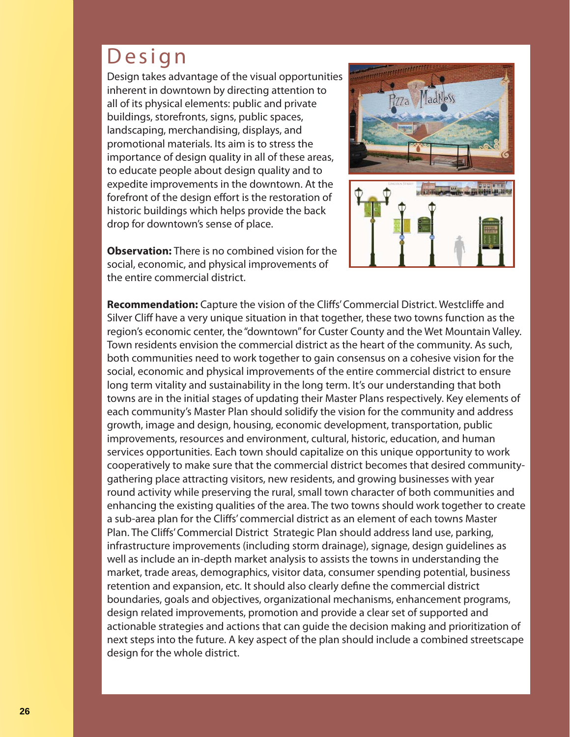# Design

Design takes advantage of the visual opportunities inherent in downtown by directing attention to all of its physical elements: public and private buildings, storefronts, signs, public spaces, landscaping, merchandising, displays, and promotional materials. Its aim is to stress the importance of design quality in all of these areas, to educate people about design quality and to expedite improvements in the downtown. At the forefront of the design effort is the restoration of historic buildings which helps provide the back drop for downtown's sense of place.

**Observation:** There is no combined vision for the social, economic, and physical improvements of the entire commercial district.

**Recommendation:** Capture the vision of the Cliffs' Commercial District. Westcliffe and Silver Cliff have a very unique situation in that together, these two towns function as the region's economic center, the "downtown" for Custer County and the Wet Mountain Valley. Town residents envision the commercial district as the heart of the community. As such, both communities need to work together to gain consensus on a cohesive vision for the social, economic and physical improvements of the entire commercial district to ensure long term vitality and sustainability in the long term. It's our understanding that both towns are in the initial stages of updating their Master Plans respectively. Key elements of each community's Master Plan should solidify the vision for the community and address growth, image and design, housing, economic development, transportation, public improvements, resources and environment, cultural, historic, education, and human services opportunities. Each town should capitalize on this unique opportunity to work cooperatively to make sure that the commercial district becomes that desired community-gathering place attracting visitors, new residents, and growing businesses with year round activity while preserving the rural, small town character of both communities and enhancing the existing qualities of the area. The two towns should work together to create a sub-area plan for the Cliffs' commercial district as an element of each towns Master Plan. The Cliffs' Commercial District Strategic Plan should address land use, parking, infrastructure improvements (including storm drainage), signage, design guidelines as well as include an in-depth market analysis to assists the towns in understanding the market, trade areas, demographics, visitor data, consumer spending potential, business retention and expansion, etc. It should also clearly define the commercial district boundaries, goals and objectives, organizational mechanisms, enhancement programs, design related improvements, promotion and provide a clear set of supported and actionable strategies and actions that can guide the decision making and prioritization of next steps into the future. A key aspect of the plan should include a combined streetscape design for the whole district.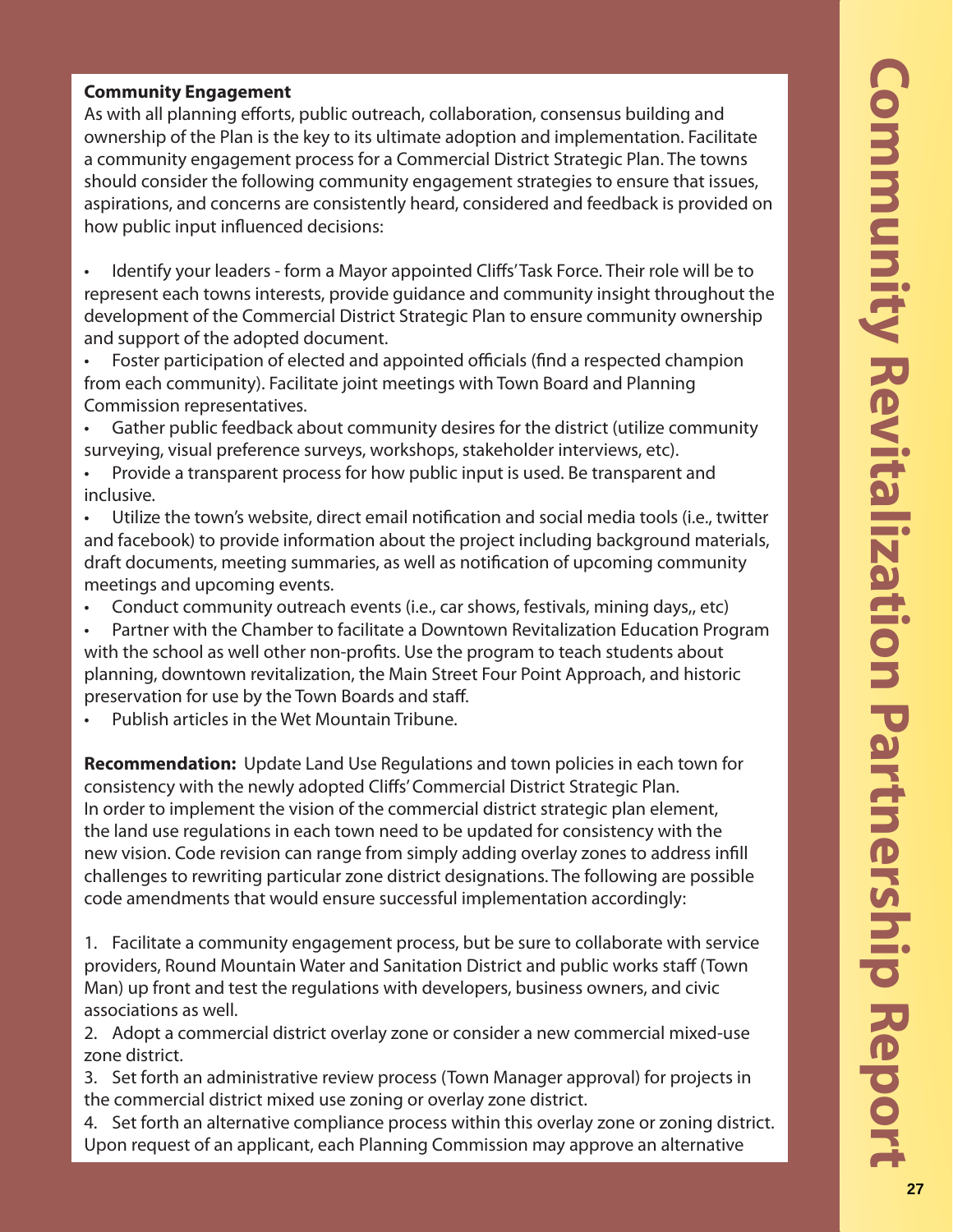**Community Engagement**

As with all planning efforts, public outreach, collaboration, consensus building and ownership of the Plan is the key to its ultimate adoption and implementation. Facilitate a community engagement process for a Commercial District Strategic Plan. The towns should consider the following community engagement strategies to ensure that issues, aspirations, and concerns are consistently heard, considered and feedback is provided on how public input influenced decisions:

- Identify your leaders - form a Mayor appointed Cliffs' Task Force. Their role will be to represent each towns interests, provide guidance and community insight throughout the development of the Commercial District Strategic Plan to ensure community ownership and support of the adopted document.
- Foster participation of elected and appointed officials (find a respected champion from each community). Facilitate joint meetings with Town Board and Planning Commission representatives.
- Gather public feedback about community desires for the district (utilize community surveying, visual preference surveys, workshops, stakeholder interviews, etc).
- Provide a transparent process for how public input is used. Be transparent and inclusive.
- Utilize the town's website, direct email notification and social media tools (i.e., twitter and facebook) to provide information about the project including background materials, draft documents, meeting summaries, as well as notification of upcoming community meetings and upcoming events.
- Conduct community outreach events (i.e., car shows, festivals, mining days,, etc)
- Partner with the Chamber to facilitate a Downtown Revitalization Education Program with the school as well other non-profits. Use the program to teach students about planning, downtown revitalization, the Main Street Four Point Approach, and historic preservation for use by the Town Boards and staff.
- Publish articles in the Wet Mountain Tribune.

**Recommendation:** Update Land Use Regulations and town policies in each town for consistency with the newly adopted Cliffs' Commercial District Strategic Plan. In order to implement the vision of the commercial district strategic plan element, the land use regulations in each town need to be updated for consistency with the new vision. Code revision can range from simply adding overlay zones to address infill challenges to rewriting particular zone district designations. The following are possible code amendments that would ensure successful implementation accordingly:

1. Facilitate a community engagement process, but be sure to collaborate with service providers, Round Mountain Water and Sanitation District and public works staff (Town Man) up front and test the regulations with developers, business owners, and civic associations as well.
2. Adopt a commercial district overlay zone or consider a new commercial mixed-use zone district.
3. Set forth an administrative review process (Town Manager approval) for projects in the commercial district mixed use zoning or overlay zone district.
4. Set forth an alternative compliance process within this overlay zone or zoning district. Upon request of an applicant, each Planning Commission may approve an alternative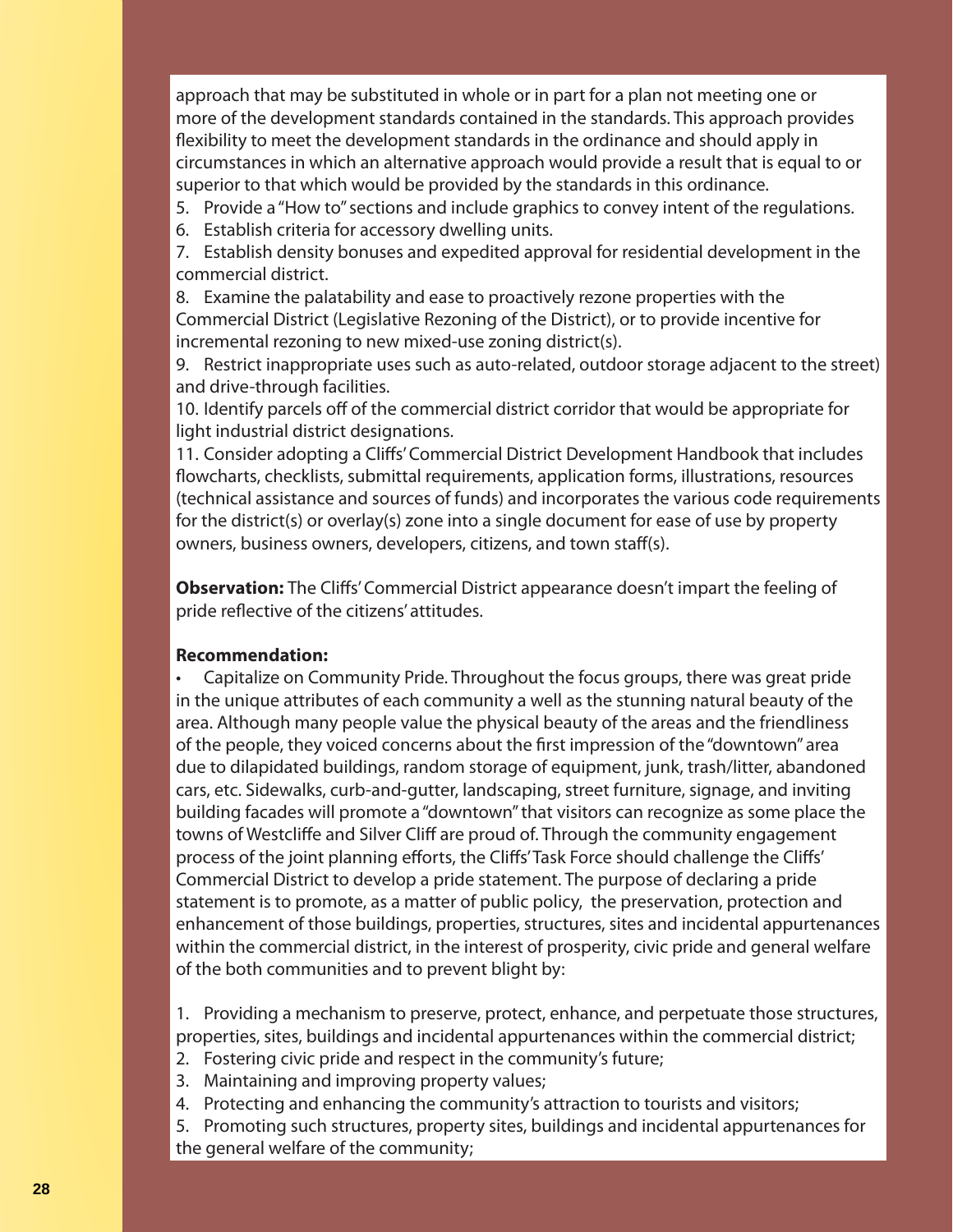approach that may be substituted in whole or in part for a plan not meeting one or more of the development standards contained in the standards. This approach provides flexibility to meet the development standards in the ordinance and should apply in circumstances in which an alternative approach would provide a result that is equal to or superior to that which would be provided by the standards in this ordinance.

5. Provide a "How to" sections and include graphics to convey intent of the regulations.
6. Establish criteria for accessory dwelling units.
7. Establish density bonuses and expedited approval for residential development in the commercial district.
8. Examine the palatability and ease to proactively rezone properties with the Commercial District (Legislative Rezoning of the District), or to provide incentive for incremental rezoning to new mixed-use zoning district(s).
9. Restrict inappropriate uses such as auto-related, outdoor storage adjacent to the street) and drive-through facilities.
10. Identify parcels off of the commercial district corridor that would be appropriate for light industrial district designations.
11. Consider adopting a Cliffs' Commercial District Development Handbook that includes flowcharts, checklists, submittal requirements, application forms, illustrations, resources (technical assistance and sources of funds) and incorporates the various code requirements for the district(s) or overlay(s) zone into a single document for ease of use by property owners, business owners, developers, citizens, and town staff(s).

**Observation:** The Cliffs' Commercial District appearance doesn't impart the feeling of pride reflective of the citizens' attitudes.

**Recommendation:**

- Capitalize on Community Pride. Throughout the focus groups, there was great pride in the unique attributes of each community a well as the stunning natural beauty of the area. Although many people value the physical beauty of the areas and the friendliness of the people, they voiced concerns about the first impression of the "downtown" area due to dilapidated buildings, random storage of equipment, junk, trash/litter, abandoned cars, etc. Sidewalks, curb-and-gutter, landscaping, street furniture, signage, and inviting building facades will promote a "downtown" that visitors can recognize as some place the towns of Westcliffe and Silver Cliff are proud of. Through the community engagement process of the joint planning efforts, the Cliffs' Task Force should challenge the Cliffs' Commercial District to develop a pride statement. The purpose of declaring a pride statement is to promote, as a matter of public policy, the preservation, protection and enhancement of those buildings, properties, structures, sites and incidental appurtenances within the commercial district, in the interest of prosperity, civic pride and general welfare of the both communities and to prevent blight by:

1. Providing a mechanism to preserve, protect, enhance, and perpetuate those structures, properties, sites, buildings and incidental appurtenances within the commercial district;
2. Fostering civic pride and respect in the community's future;
3. Maintaining and improving property values;
4. Protecting and enhancing the community's attraction to tourists and visitors;
5. Promoting such structures, property sites, buildings and incidental appurtenances for the general welfare of the community;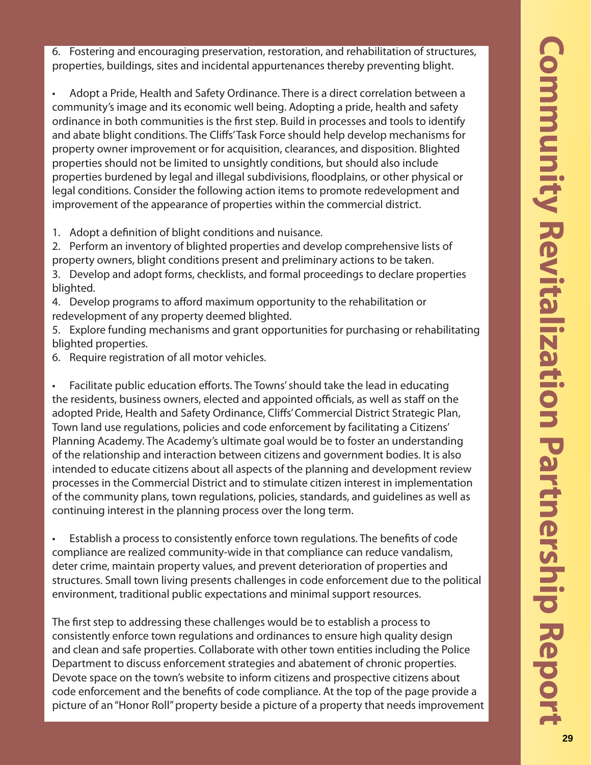6. Fostering and encouraging preservation, restoration, and rehabilitation of structures, properties, buildings, sites and incidental appurtenances thereby preventing blight.

- Adopt a Pride, Health and Safety Ordinance. There is a direct correlation between a community's image and its economic well being. Adopting a pride, health and safety ordinance in both communities is the first step. Build in processes and tools to identify and abate blight conditions. The Cliffs' Task Force should help develop mechanisms for property owner improvement or for acquisition, clearances, and disposition. Blighted properties should not be limited to unsightly conditions, but should also include properties burdened by legal and illegal subdivisions, floodplains, or other physical or legal conditions. Consider the following action items to promote redevelopment and improvement of the appearance of properties within the commercial district.

1. Adopt a definition of blight conditions and nuisance.
2. Perform an inventory of blighted properties and develop comprehensive lists of property owners, blight conditions present and preliminary actions to be taken.
3. Develop and adopt forms, checklists, and formal proceedings to declare properties blighted.
4. Develop programs to afford maximum opportunity to the rehabilitation or redevelopment of any property deemed blighted.
5. Explore funding mechanisms and grant opportunities for purchasing or rehabilitating blighted properties.
6. Require registration of all motor vehicles.

- Facilitate public education efforts. The Towns' should take the lead in educating the residents, business owners, elected and appointed officials, as well as staff on the adopted Pride, Health and Safety Ordinance, Cliffs' Commercial District Strategic Plan, Town land use regulations, policies and code enforcement by facilitating a Citizens' Planning Academy. The Academy's ultimate goal would be to foster an understanding of the relationship and interaction between citizens and government bodies. It is also intended to educate citizens about all aspects of the planning and development review processes in the Commercial District and to stimulate citizen interest in implementation of the community plans, town regulations, policies, standards, and guidelines as well as continuing interest in the planning process over the long term.

- Establish a process to consistently enforce town regulations. The benefits of code compliance are realized community-wide in that compliance can reduce vandalism, deter crime, maintain property values, and prevent deterioration of properties and structures. Small town living presents challenges in code enforcement due to the political environment, traditional public expectations and minimal support resources.

The first step to addressing these challenges would be to establish a process to consistently enforce town regulations and ordinances to ensure high quality design and clean and safe properties. Collaborate with other town entities including the Police Department to discuss enforcement strategies and abatement of chronic properties. Devote space on the town's website to inform citizens and prospective citizens about code enforcement and the benefits of code compliance. At the top of the page provide a picture of an "Honor Roll" property beside a picture of a property that needs improvement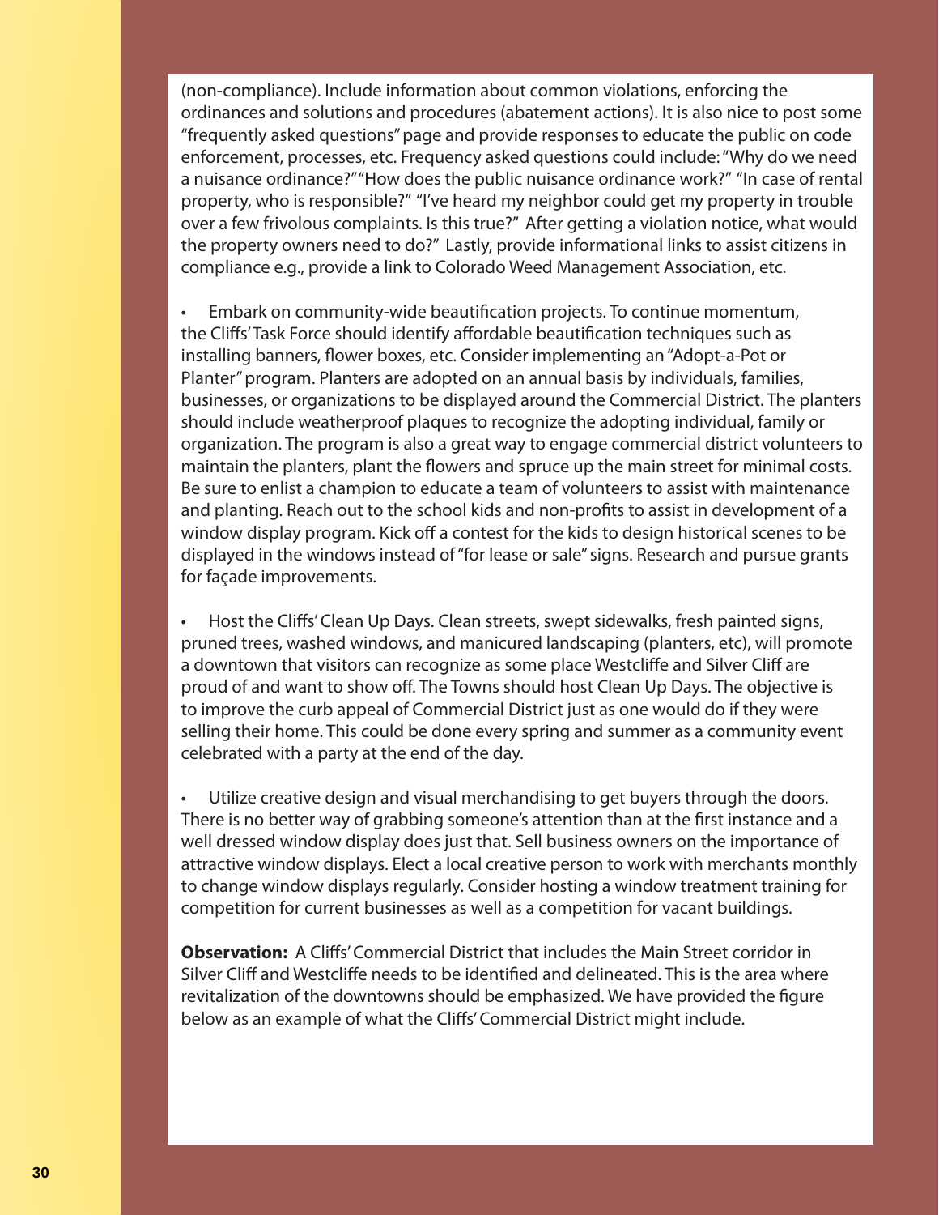(non-compliance). Include information about common violations, enforcing the ordinances and solutions and procedures (abatement actions). It is also nice to post some "frequently asked questions" page and provide responses to educate the public on code enforcement, processes, etc. Frequency asked questions could include: "Why do we need a nuisance ordinance?" "How does the public nuisance ordinance work?" "In case of rental property, who is responsible?" "I've heard my neighbor could get my property in trouble over a few frivolous complaints. Is this true?" After getting a violation notice, what would the property owners need to do?" Lastly, provide informational links to assist citizens in compliance e.g., provide a link to Colorado Weed Management Association, etc.

- Embark on community-wide beautification projects. To continue momentum, the Cliffs' Task Force should identify affordable beautification techniques such as installing banners, flower boxes, etc. Consider implementing an "Adopt-a-Pot or Planter" program. Planters are adopted on an annual basis by individuals, families, businesses, or organizations to be displayed around the Commercial District. The planters should include weatherproof plaques to recognize the adopting individual, family or organization. The program is also a great way to engage commercial district volunteers to maintain the planters, plant the flowers and spruce up the main street for minimal costs. Be sure to enlist a champion to educate a team of volunteers to assist with maintenance and planting. Reach out to the school kids and non-profits to assist in development of a window display program. Kick off a contest for the kids to design historical scenes to be displayed in the windows instead of "for lease or sale" signs. Research and pursue grants for façade improvements.

- Host the Cliffs' Clean Up Days. Clean streets, swept sidewalks, fresh painted signs, pruned trees, washed windows, and manicured landscaping (planters, etc), will promote a downtown that visitors can recognize as some place Westcliffe and Silver Cliff are proud of and want to show off. The Towns should host Clean Up Days. The objective is to improve the curb appeal of Commercial District just as one would do if they were selling their home. This could be done every spring and summer as a community event celebrated with a party at the end of the day.

- Utilize creative design and visual merchandising to get buyers through the doors. There is no better way of grabbing someone's attention than at the first instance and a well dressed window display does just that. Sell business owners on the importance of attractive window displays. Elect a local creative person to work with merchants monthly to change window displays regularly. Consider hosting a window treatment training for competition for current businesses as well as a competition for vacant buildings.

**Observation:** A Cliffs' Commercial District that includes the Main Street corridor in Silver Cliff and Westcliffe needs to be identified and delineated. This is the area where revitalization of the downtowns should be emphasized. We have provided the figure below as an example of what the Cliffs' Commercial District might include.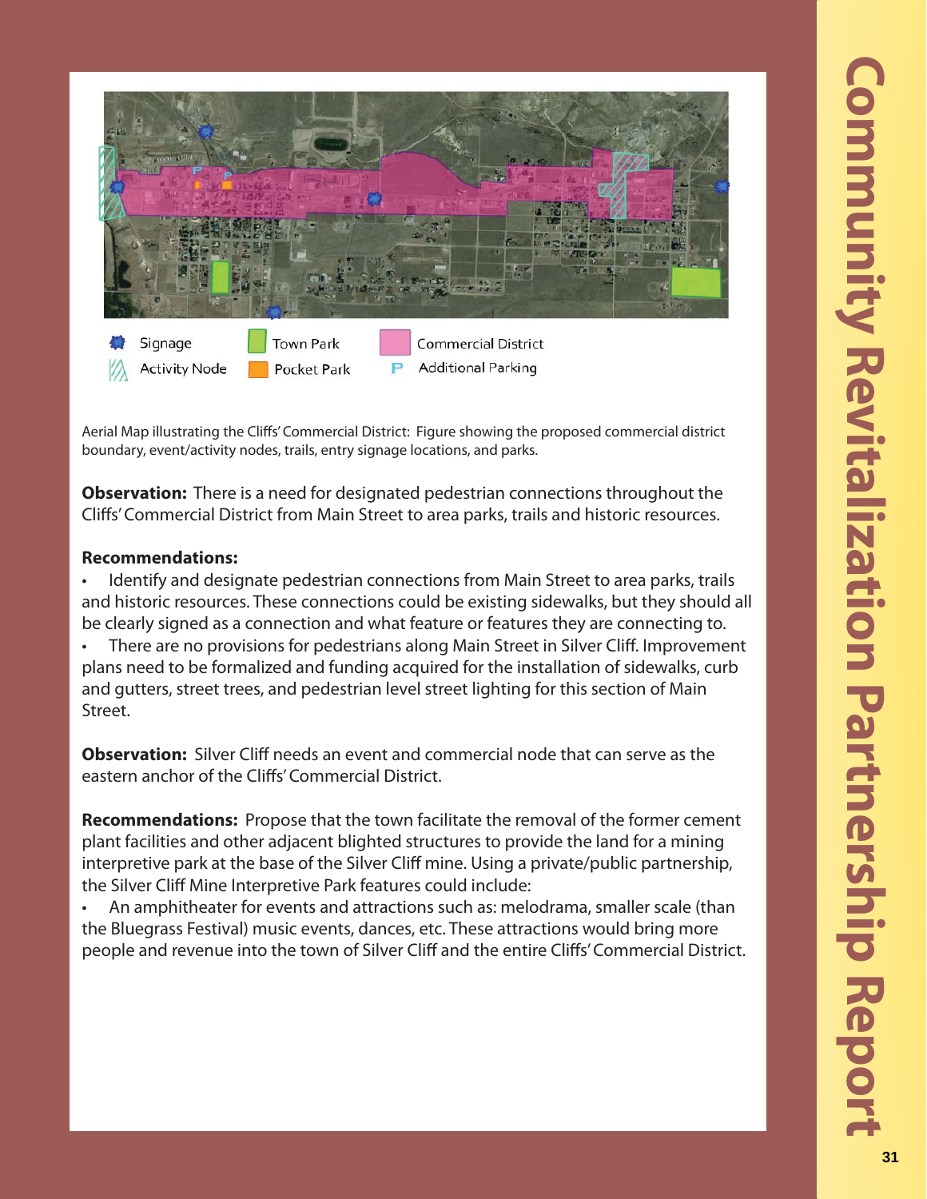Signage | Activity Node | Town Park | Pocket Park | Commercial District | Additional Parking

Aerial Map illustrating the Cliffs' Commercial District: Figure showing the proposed commercial district boundary, event/activity nodes, trails, entry signage locations, and parks.

**Observation:** There is a need for designated pedestrian connections throughout the Cliffs' Commercial District from Main Street to area parks, trails and historic resources.

**Recommendations:**

- Identify and designate pedestrian connections from Main Street to area parks, trails and historic resources. These connections could be existing sidewalks, but they should all be clearly signed as a connection and what feature or features they are connecting to.
- There are no provisions for pedestrians along Main Street in Silver Cliff. Improvement plans need to be formalized and funding acquired for the installation of sidewalks, curb and gutters, street trees, and pedestrian level street lighting for this section of Main Street.

**Observation:** Silver Cliff needs an event and commercial node that can serve as the eastern anchor of the Cliffs' Commercial District.

**Recommendations:** Propose that the town facilitate the removal of the former cement plant facilities and other adjacent blighted structures to provide the land for a mining interpretive park at the base of the Silver Cliff mine. Using a private/public partnership, the Silver Cliff Mine Interpretive Park features could include:

- An amphitheater for events and attractions such as: melodrama, smaller scale (than the Bluegrass Festival) music events, dances, etc. These attractions would bring more people and revenue into the town of Silver Cliff and the entire Cliffs' Commercial District.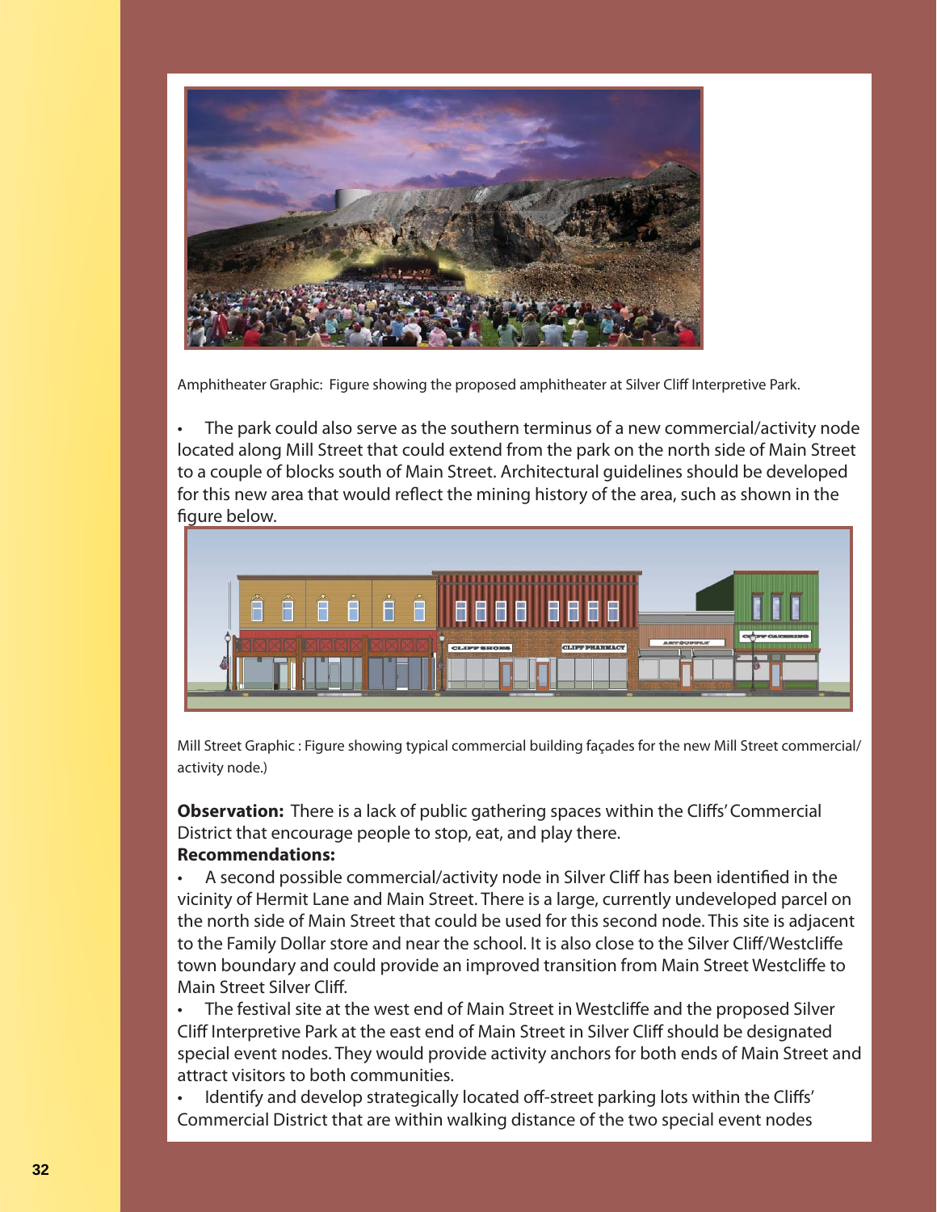Amphitheater Graphic: Figure showing the proposed amphitheater at Silver Cliff Interpretive Park.

- The park could also serve as the southern terminus of a new commercial/activity node located along Mill Street that could extend from the park on the north side of Main Street to a couple of blocks south of Main Street. Architectural guidelines should be developed for this new area that would reflect the mining history of the area, such as shown in the figure below.

Mill Street Graphic : Figure showing typical commercial building façades for the new Mill Street commercial/ activity node.)

**Observation:** There is a lack of public gathering spaces within the Cliffs' Commercial District that encourage people to stop, eat, and play there.

**Recommendations:**

- A second possible commercial/activity node in Silver Cliff has been identified in the vicinity of Hermit Lane and Main Street. There is a large, currently undeveloped parcel on the north side of Main Street that could be used for this second node. This site is adjacent to the Family Dollar store and near the school. It is also close to the Silver Cliff/Westcliffe town boundary and could provide an improved transition from Main Street Westcliffe to Main Street Silver Cliff.
- The festival site at the west end of Main Street in Westcliffe and the proposed Silver Cliff Interpretive Park at the east end of Main Street in Silver Cliff should be designated special event nodes. They would provide activity anchors for both ends of Main Street and attract visitors to both communities.
- Identify and develop strategically located off-street parking lots within the Cliffs' Commercial District that are within walking distance of the two special event nodes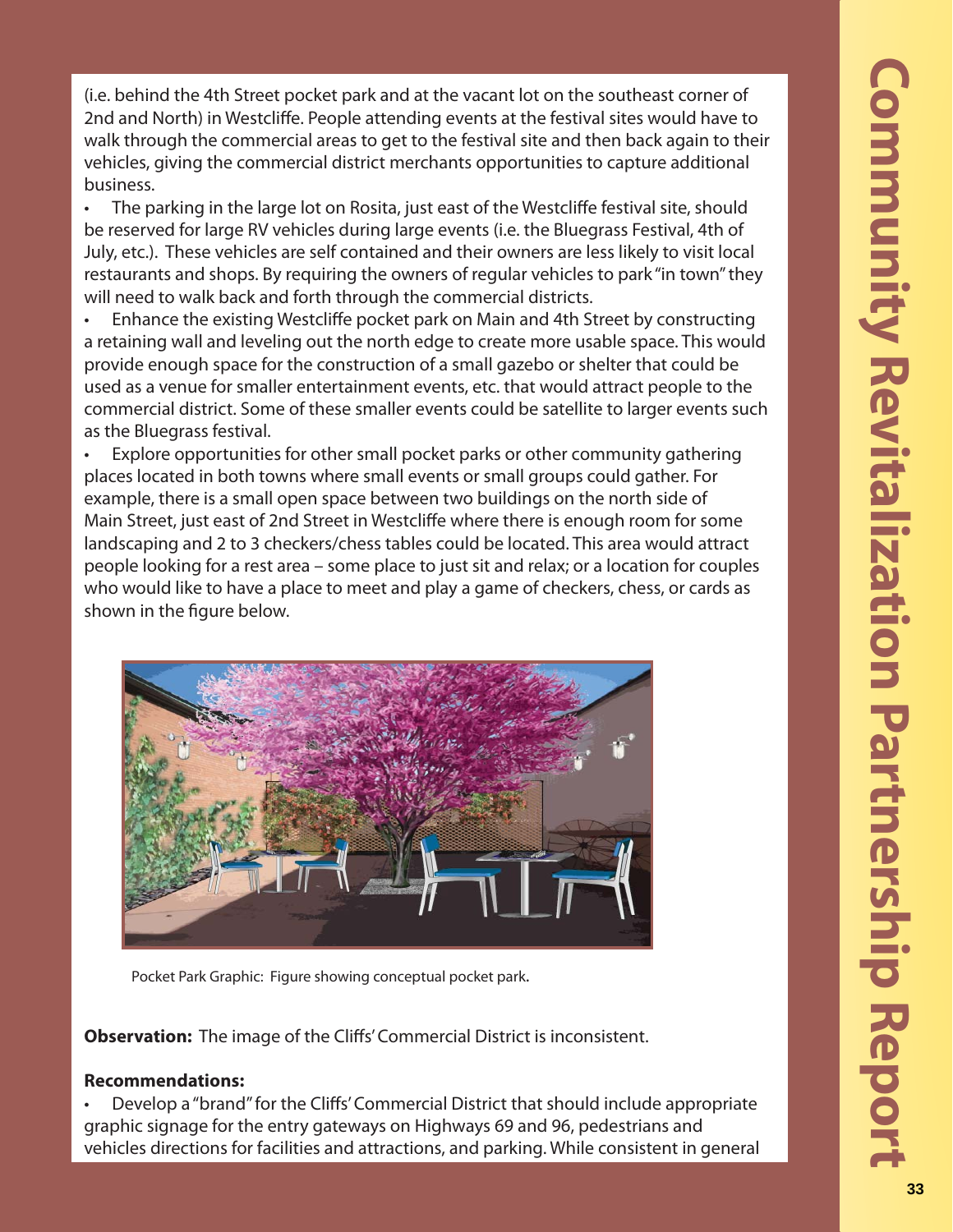(i.e. behind the 4th Street pocket park and at the vacant lot on the southeast corner of 2nd and North) in Westcliffe. People attending events at the festival sites would have to walk through the commercial areas to get to the festival site and then back again to their vehicles, giving the commercial district merchants opportunities to capture additional business.

- The parking in the large lot on Rosita, just east of the Westcliffe festival site, should be reserved for large RV vehicles during large events (i.e. the Bluegrass Festival, 4th of July, etc.). These vehicles are self contained and their owners are less likely to visit local restaurants and shops. By requiring the owners of regular vehicles to park "in town" they will need to walk back and forth through the commercial districts.
- Enhance the existing Westcliffe pocket park on Main and 4th Street by constructing a retaining wall and leveling out the north edge to create more usable space. This would provide enough space for the construction of a small gazebo or shelter that could be used as a venue for smaller entertainment events, etc. that would attract people to the commercial district. Some of these smaller events could be satellite to larger events such as the Bluegrass festival.
- Explore opportunities for other small pocket parks or other community gathering places located in both towns where small events or small groups could gather. For example, there is a small open space between two buildings on the north side of Main Street, just east of 2nd Street in Westcliffe where there is enough room for some landscaping and 2 to 3 checkers/chess tables could be located. This area would attract people looking for a rest area – some place to just sit and relax; or a location for couples who would like to have a place to meet and play a game of checkers, chess, or cards as shown in the figure below.

Pocket Park Graphic: Figure showing conceptual pocket park.

**Observation:** The image of the Cliffs' Commercial District is inconsistent.

**Recommendations:**

- Develop a "brand" for the Cliffs' Commercial District that should include appropriate graphic signage for the entry gateways on Highways 69 and 96, pedestrians and vehicles directions for facilities and attractions, and parking. While consistent in general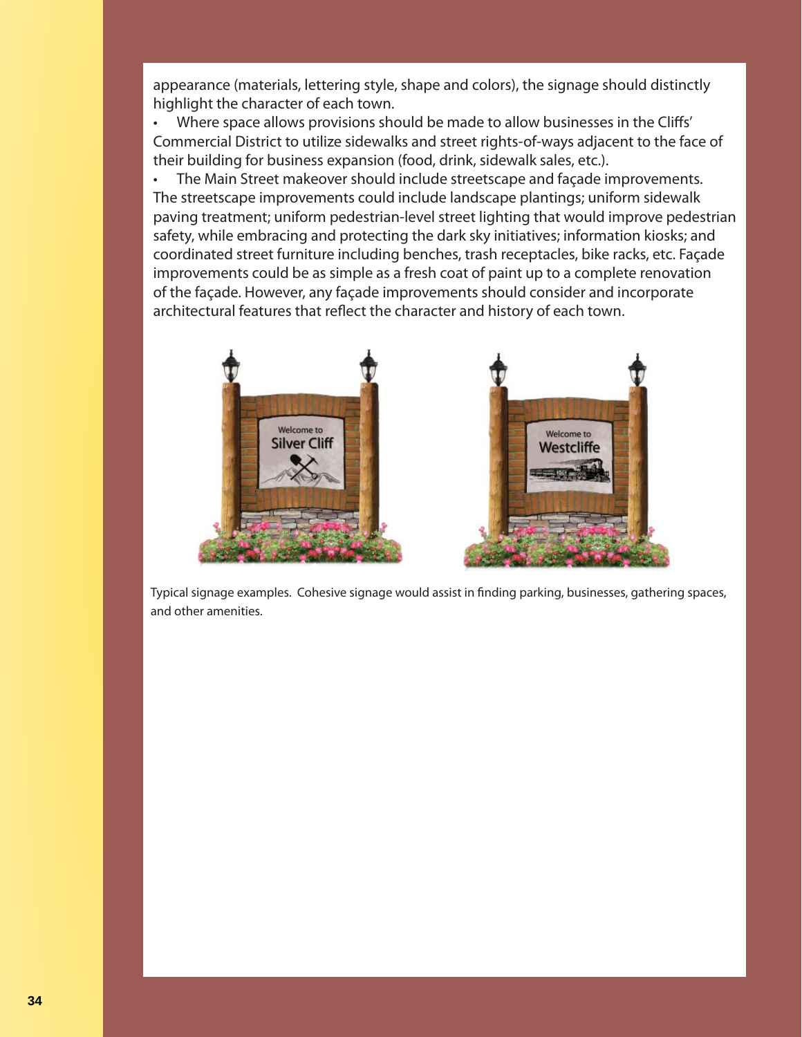appearance (materials, lettering style, shape and colors), the signage should distinctly highlight the character of each town.

- Where space allows provisions should be made to allow businesses in the Cliffs' Commercial District to utilize sidewalks and street rights-of-ways adjacent to the face of their building for business expansion (food, drink, sidewalk sales, etc.).
- The Main Street makeover should include streetscape and façade improvements. The streetscape improvements could include landscape plantings; uniform sidewalk paving treatment; uniform pedestrian-level street lighting that would improve pedestrian safety, while embracing and protecting the dark sky initiatives; information kiosks; and coordinated street furniture including benches, trash receptacles, bike racks, etc. Façade improvements could be as simple as a fresh coat of paint up to a complete renovation of the façade. However, any façade improvements should consider and incorporate architectural features that reflect the character and history of each town.

Typical signage examples. Cohesive signage would assist in finding parking, businesses, gathering spaces, and other amenities.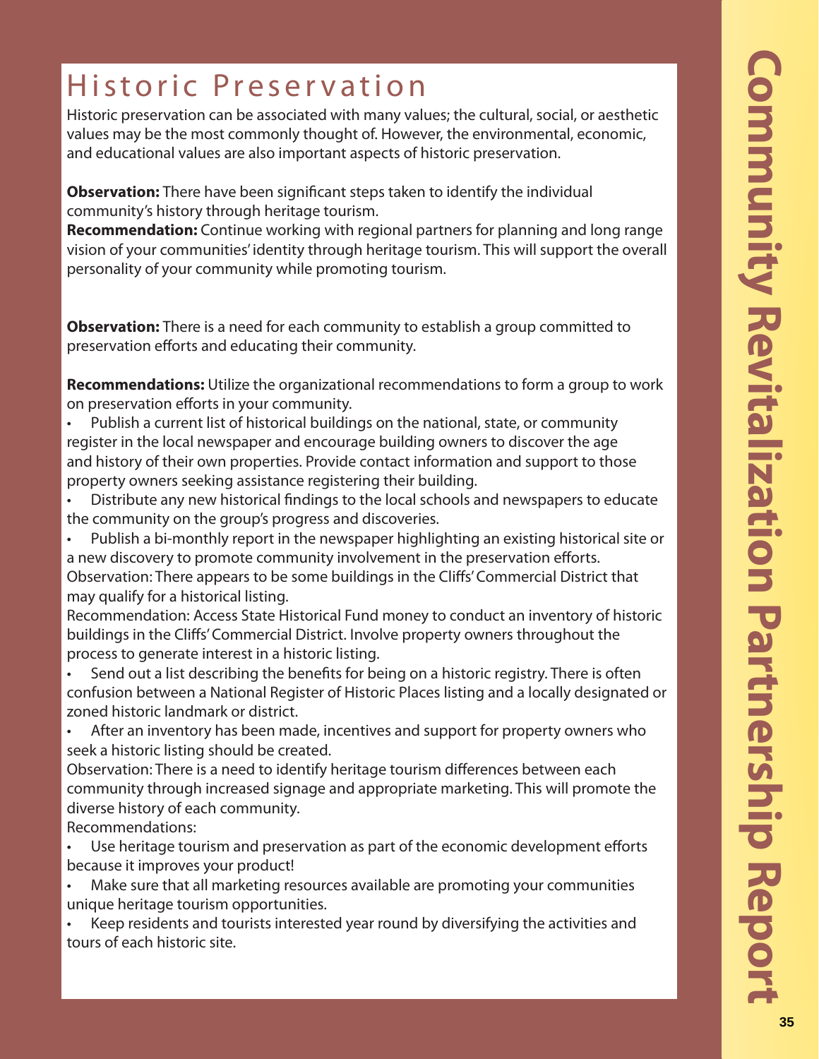# Historic Preservation

Historic preservation can be associated with many values; the cultural, social, or aesthetic values may be the most commonly thought of. However, the environmental, economic, and educational values are also important aspects of historic preservation.

**Observation:** There have been significant steps taken to identify the individual community's history through heritage tourism.
**Recommendation:** Continue working with regional partners for planning and long range vision of your communities' identity through heritage tourism. This will support the overall personality of your community while promoting tourism.

**Observation:** There is a need for each community to establish a group committed to preservation efforts and educating their community.

**Recommendations:** Utilize the organizational recommendations to form a group to work on preservation efforts in your community.

- Publish a current list of historical buildings on the national, state, or community register in the local newspaper and encourage building owners to discover the age and history of their own properties. Provide contact information and support to those property owners seeking assistance registering their building.
- Distribute any new historical findings to the local schools and newspapers to educate the community on the group's progress and discoveries.
- Publish a bi-monthly report in the newspaper highlighting an existing historical site or a new discovery to promote community involvement in the preservation efforts.

Observation: There appears to be some buildings in the Cliffs' Commercial District that may qualify for a historical listing.
Recommendation: Access State Historical Fund money to conduct an inventory of historic buildings in the Cliffs' Commercial District. Involve property owners throughout the process to generate interest in a historic listing.

- Send out a list describing the benefits for being on a historic registry. There is often confusion between a National Register of Historic Places listing and a locally designated or zoned historic landmark or district.
- After an inventory has been made, incentives and support for property owners who seek a historic listing should be created.

Observation: There is a need to identify heritage tourism differences between each community through increased signage and appropriate marketing. This will promote the diverse history of each community.
Recommendations:

- Use heritage tourism and preservation as part of the economic development efforts because it improves your product!
- Make sure that all marketing resources available are promoting your communities unique heritage tourism opportunities.
- Keep residents and tourists interested year round by diversifying the activities and tours of each historic site.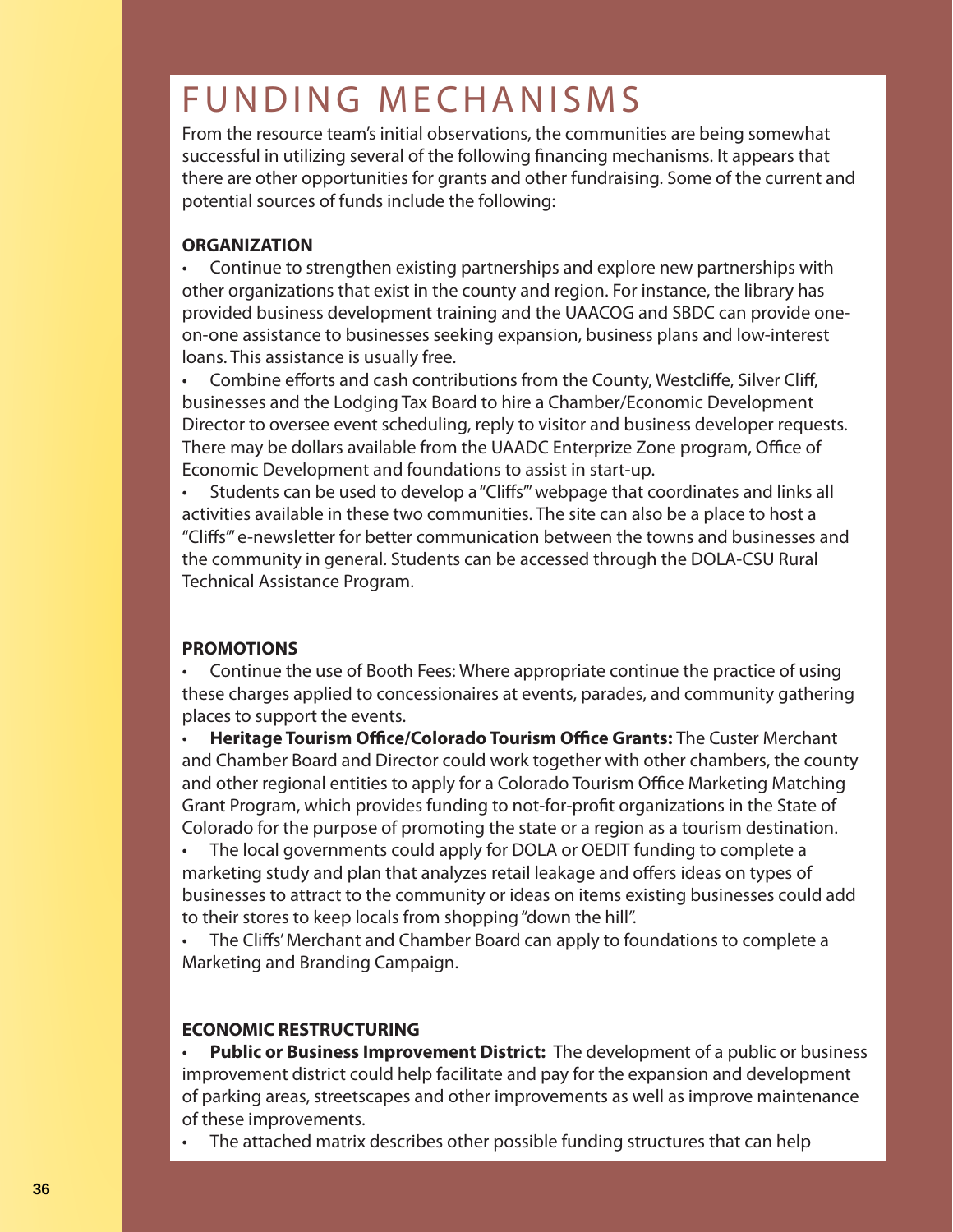# FUNDING MECHANISMS

From the resource team's initial observations, the communities are being somewhat successful in utilizing several of the following financing mechanisms. It appears that there are other opportunities for grants and other fundraising. Some of the current and potential sources of funds include the following:

**ORGANIZATION**

- Continue to strengthen existing partnerships and explore new partnerships with other organizations that exist in the county and region. For instance, the library has provided business development training and the UAACOG and SBDC can provide one-on-one assistance to businesses seeking expansion, business plans and low-interest loans. This assistance is usually free.
- Combine efforts and cash contributions from the County, Westcliffe, Silver Cliff, businesses and the Lodging Tax Board to hire a Chamber/Economic Development Director to oversee event scheduling, reply to visitor and business developer requests. There may be dollars available from the UAADC Enterprize Zone program, Office of Economic Development and foundations to assist in start-up.
- Students can be used to develop a "Cliffs'" webpage that coordinates and links all activities available in these two communities. The site can also be a place to host a "Cliffs'" e-newsletter for better communication between the towns and businesses and the community in general. Students can be accessed through the DOLA-CSU Rural Technical Assistance Program.

**PROMOTIONS**

- Continue the use of Booth Fees: Where appropriate continue the practice of using these charges applied to concessionaires at events, parades, and community gathering places to support the events.
- **Heritage Tourism Office/Colorado Tourism Office Grants:** The Custer Merchant and Chamber Board and Director could work together with other chambers, the county and other regional entities to apply for a Colorado Tourism Office Marketing Matching Grant Program, which provides funding to not-for-profit organizations in the State of Colorado for the purpose of promoting the state or a region as a tourism destination.
- The local governments could apply for DOLA or OEDIT funding to complete a marketing study and plan that analyzes retail leakage and offers ideas on types of businesses to attract to the community or ideas on items existing businesses could add to their stores to keep locals from shopping "down the hill".
- The Cliffs' Merchant and Chamber Board can apply to foundations to complete a Marketing and Branding Campaign.

**ECONOMIC RESTRUCTURING**

- **Public or Business Improvement District:** The development of a public or business improvement district could help facilitate and pay for the expansion and development of parking areas, streetscapes and other improvements as well as improve maintenance of these improvements.
- The attached matrix describes other possible funding structures that can help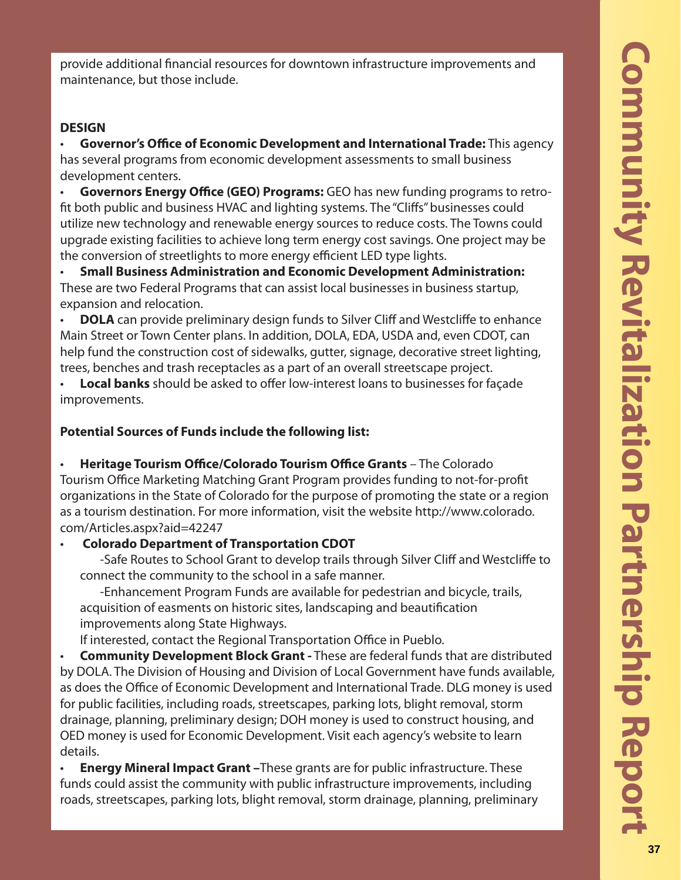provide additional financial resources for downtown infrastructure improvements and maintenance, but those include.

**DESIGN**

- **Governor's Office of Economic Development and International Trade:** This agency has several programs from economic development assessments to small business development centers.
- **Governors Energy Office (GEO) Programs:** GEO has new funding programs to retro-fit both public and business HVAC and lighting systems. The "Cliffs" businesses could utilize new technology and renewable energy sources to reduce costs. The Towns could upgrade existing facilities to achieve long term energy cost savings. One project may be the conversion of streetlights to more energy efficient LED type lights.
- **Small Business Administration and Economic Development Administration:** These are two Federal Programs that can assist local businesses in business startup, expansion and relocation.
- **DOLA** can provide preliminary design funds to Silver Cliff and Westcliffe to enhance Main Street or Town Center plans. In addition, DOLA, EDA, USDA and, even CDOT, can help fund the construction cost of sidewalks, gutter, signage, decorative street lighting, trees, benches and trash receptacles as a part of an overall streetscape project.
- **Local banks** should be asked to offer low-interest loans to businesses for façade improvements.

**Potential Sources of Funds include the following list:**

- **Heritage Tourism Office/Colorado Tourism Office Grants** – The Colorado Tourism Office Marketing Matching Grant Program provides funding to not-for-profit organizations in the State of Colorado for the purpose of promoting the state or a region as a tourism destination. For more information, visit the website http://www.colorado.com/Articles.aspx?aid=42247
- **Colorado Department of Transportation CDOT**
  - -Safe Routes to School Grant to develop trails through Silver Cliff and Westcliffe to connect the community to the school in a safe manner.
  - -Enhancement Program Funds are available for pedestrian and bicycle, trails, acquisition of easments on historic sites, landscaping and beautification improvements along State Highways.

  If interested, contact the Regional Transportation Office in Pueblo.
- **Community Development Block Grant -** These are federal funds that are distributed by DOLA. The Division of Housing and Division of Local Government have funds available, as does the Office of Economic Development and International Trade. DLG money is used for public facilities, including roads, streetscapes, parking lots, blight removal, storm drainage, planning, preliminary design; DOH money is used to construct housing, and OED money is used for Economic Development. Visit each agency's website to learn details.
- **Energy Mineral Impact Grant –**These grants are for public infrastructure. These funds could assist the community with public infrastructure improvements, including roads, streetscapes, parking lots, blight removal, storm drainage, planning, preliminary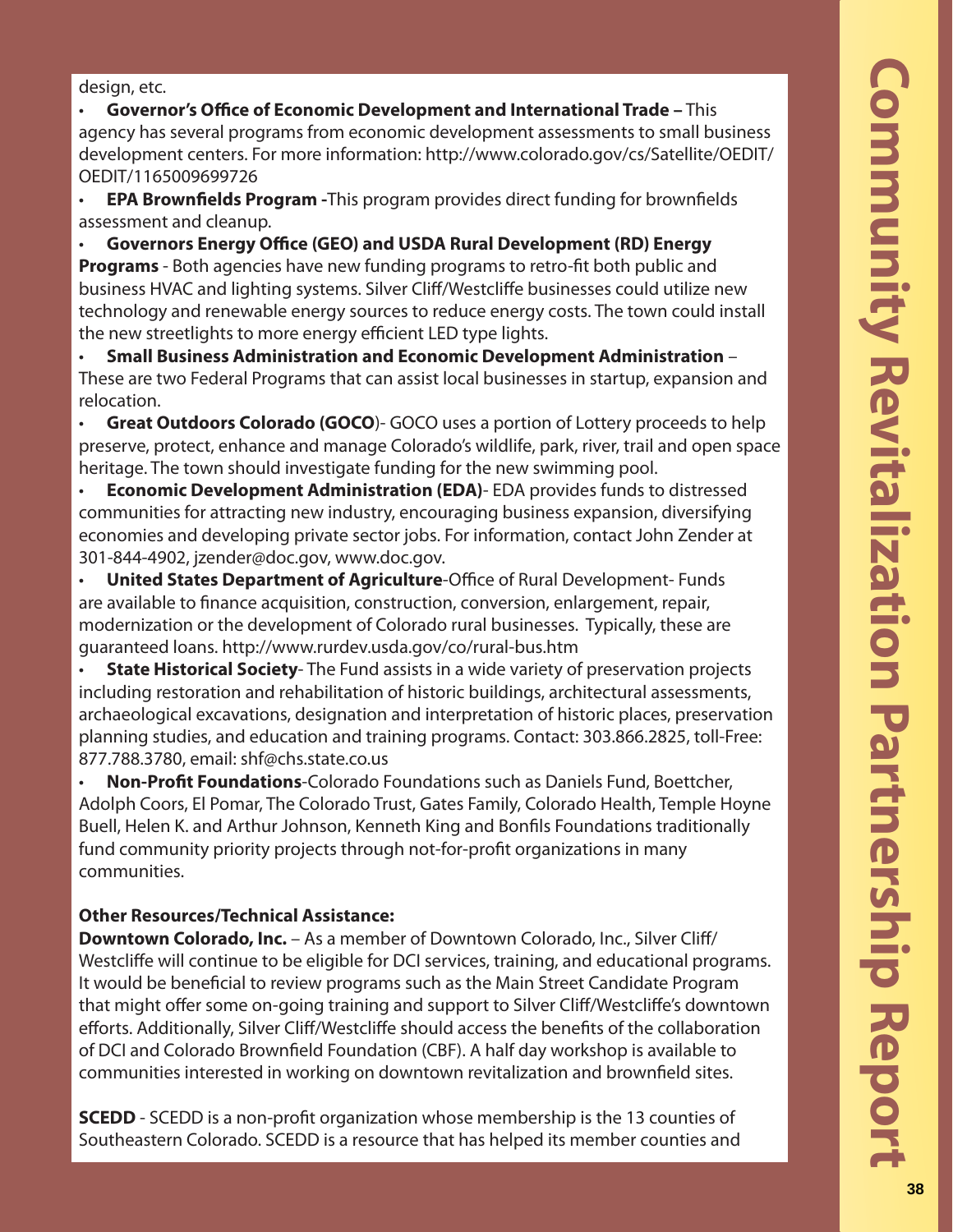design, etc.

- **Governor's Office of Economic Development and International Trade –** This agency has several programs from economic development assessments to small business development centers. For more information: http://www.colorado.gov/cs/Satellite/OEDIT/OEDIT/1165009699726
- **EPA Brownfields Program -**This program provides direct funding for brownfields assessment and cleanup.
- **Governors Energy Office (GEO) and USDA Rural Development (RD) Energy Programs** - Both agencies have new funding programs to retro-fit both public and business HVAC and lighting systems. Silver Cliff/Westcliffe businesses could utilize new technology and renewable energy sources to reduce energy costs. The town could install the new streetlights to more energy efficient LED type lights.
- **Small Business Administration and Economic Development Administration** – These are two Federal Programs that can assist local businesses in startup, expansion and relocation.
- **Great Outdoors Colorado (GOCO**)- GOCO uses a portion of Lottery proceeds to help preserve, protect, enhance and manage Colorado's wildlife, park, river, trail and open space heritage. The town should investigate funding for the new swimming pool.
- **Economic Development Administration (EDA)**- EDA provides funds to distressed communities for attracting new industry, encouraging business expansion, diversifying economies and developing private sector jobs. For information, contact John Zender at 301-844-4902, jzender@doc.gov, www.doc.gov.
- **United States Department of Agriculture**-Office of Rural Development- Funds are available to finance acquisition, construction, conversion, enlargement, repair, modernization or the development of Colorado rural businesses. Typically, these are guaranteed loans. http://www.rurdev.usda.gov/co/rural-bus.htm
- **State Historical Society**- The Fund assists in a wide variety of preservation projects including restoration and rehabilitation of historic buildings, architectural assessments, archaeological excavations, designation and interpretation of historic places, preservation planning studies, and education and training programs. Contact: 303.866.2825, toll-Free: 877.788.3780, email: shf@chs.state.co.us
- **Non-Profit Foundations**-Colorado Foundations such as Daniels Fund, Boettcher, Adolph Coors, El Pomar, The Colorado Trust, Gates Family, Colorado Health, Temple Hoyne Buell, Helen K. and Arthur Johnson, Kenneth King and Bonfils Foundations traditionally fund community priority projects through not-for-profit organizations in many communities.

**Other Resources/Technical Assistance:**

**Downtown Colorado, Inc.** – As a member of Downtown Colorado, Inc., Silver Cliff/Westcliffe will continue to be eligible for DCI services, training, and educational programs. It would be beneficial to review programs such as the Main Street Candidate Program that might offer some on-going training and support to Silver Cliff/Westcliffe's downtown efforts. Additionally, Silver Cliff/Westcliffe should access the benefits of the collaboration of DCI and Colorado Brownfield Foundation (CBF). A half day workshop is available to communities interested in working on downtown revitalization and brownfield sites.

**SCEDD** - SCEDD is a non-profit organization whose membership is the 13 counties of Southeastern Colorado. SCEDD is a resource that has helped its member counties and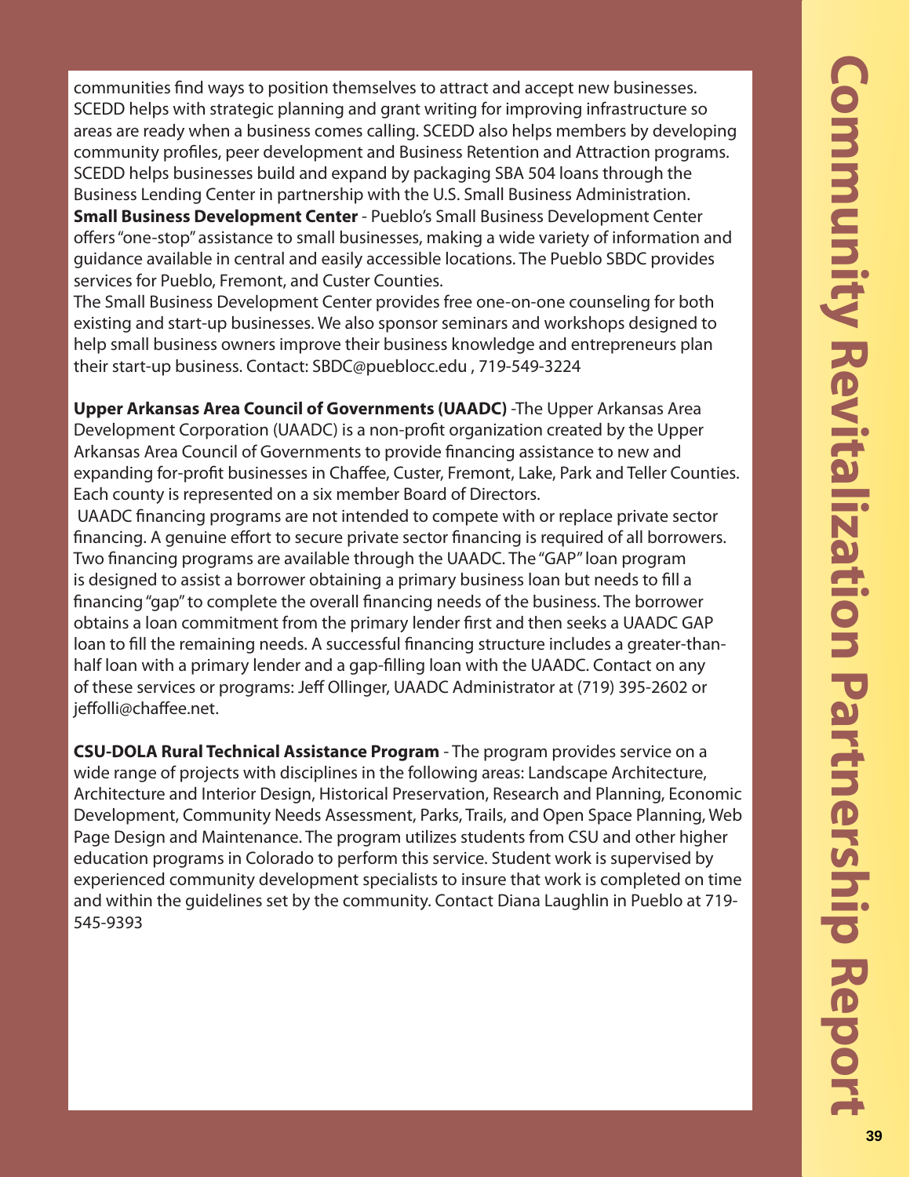communities find ways to position themselves to attract and accept new businesses. SCEDD helps with strategic planning and grant writing for improving infrastructure so areas are ready when a business comes calling. SCEDD also helps members by developing community profiles, peer development and Business Retention and Attraction programs. SCEDD helps businesses build and expand by packaging SBA 504 loans through the Business Lending Center in partnership with the U.S. Small Business Administration.

**Small Business Development Center** - Pueblo's Small Business Development Center offers "one-stop" assistance to small businesses, making a wide variety of information and guidance available in central and easily accessible locations. The Pueblo SBDC provides services for Pueblo, Fremont, and Custer Counties.

The Small Business Development Center provides free one-on-one counseling for both existing and start-up businesses. We also sponsor seminars and workshops designed to help small business owners improve their business knowledge and entrepreneurs plan their start-up business. Contact: SBDC@pueblocc.edu , 719-549-3224

**Upper Arkansas Area Council of Governments (UAADC)** -The Upper Arkansas Area Development Corporation (UAADC) is a non-profit organization created by the Upper Arkansas Area Council of Governments to provide financing assistance to new and expanding for-profit businesses in Chaffee, Custer, Fremont, Lake, Park and Teller Counties. Each county is represented on a six member Board of Directors.

UAADC financing programs are not intended to compete with or replace private sector financing. A genuine effort to secure private sector financing is required of all borrowers. Two financing programs are available through the UAADC. The "GAP" loan program is designed to assist a borrower obtaining a primary business loan but needs to fill a financing "gap" to complete the overall financing needs of the business. The borrower obtains a loan commitment from the primary lender first and then seeks a UAADC GAP loan to fill the remaining needs. A successful financing structure includes a greater-than-half loan with a primary lender and a gap-filling loan with the UAADC. Contact on any of these services or programs: Jeff Ollinger, UAADC Administrator at (719) 395-2602 or jeffolli@chaffee.net.

**CSU-DOLA Rural Technical Assistance Program** - The program provides service on a wide range of projects with disciplines in the following areas: Landscape Architecture, Architecture and Interior Design, Historical Preservation, Research and Planning, Economic Development, Community Needs Assessment, Parks, Trails, and Open Space Planning, Web Page Design and Maintenance. The program utilizes students from CSU and other higher education programs in Colorado to perform this service. Student work is supervised by experienced community development specialists to insure that work is completed on time and within the guidelines set by the community. Contact Diana Laughlin in Pueblo at 719-545-9393